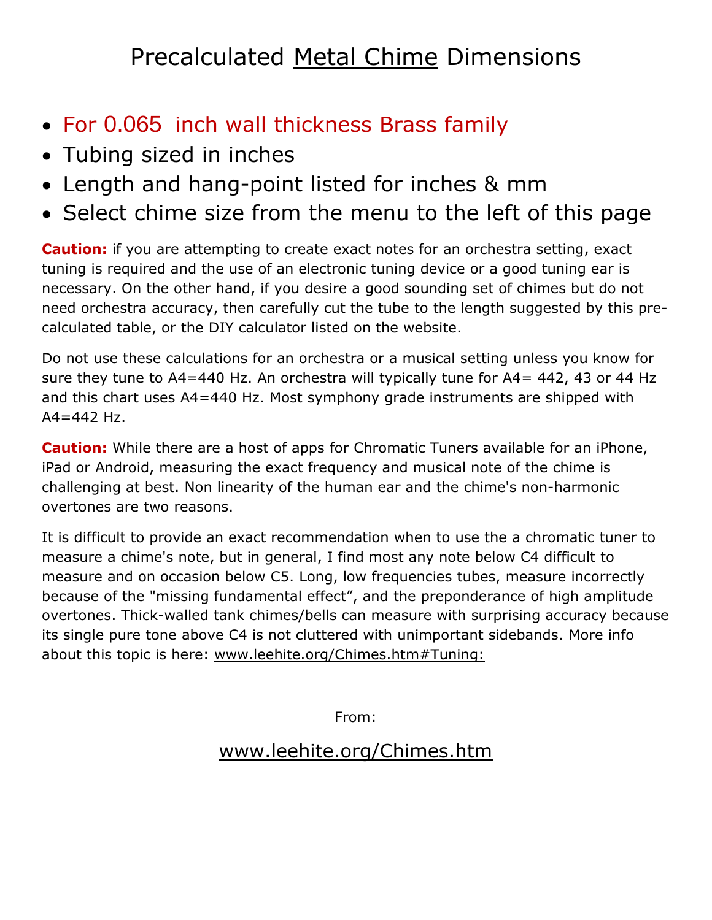# Precalculated Metal Chime Dimensions

- For 0.065 inch wall thickness Brass family
- Tubing sized in inches
- Length and hang-point listed for inches & mm
- Select chime size from the menu to the left of this page

**Caution:** if you are attempting to create exact notes for an orchestra setting, exact tuning is required and the use of an electronic tuning device or a good tuning ear is necessary. On the other hand, if you desire a good sounding set of chimes but do not need orchestra accuracy, then carefully cut the tube to the length suggested by this pre-calculated table, or the DIY calculator listed on the website.

Do not use these calculations for an orchestra or a musical setting unless you know for sure they tune to A4=440 Hz. An orchestra will typically tune for A4= 442, 43 or 44 Hz and this chart uses A4=440 Hz. Most symphony grade instruments are shipped with A4=442 Hz.

**Caution:** While there are a host of apps for Chromatic Tuners available for an iPhone, iPad or Android, measuring the exact frequency and musical note of the chime is challenging at best. Non linearity of the human ear and the chime's non-harmonic overtones are two reasons.

It is difficult to provide an exact recommendation when to use the a chromatic tuner to measure a chime's note, but in general, I find most any note below C4 difficult to measure and on occasion below C5. Long, low frequencies tubes, measure incorrectly because of the "missing fundamental effect", and the preponderance of high amplitude overtones. Thick-walled tank chimes/bells can measure with surprising accuracy because its single pure tone above C4 is not cluttered with unimportant sidebands. More info about this topic is here: www.leehite.org/Chimes.htm#Tuning:

From:

www.leehite.org/Chimes.htm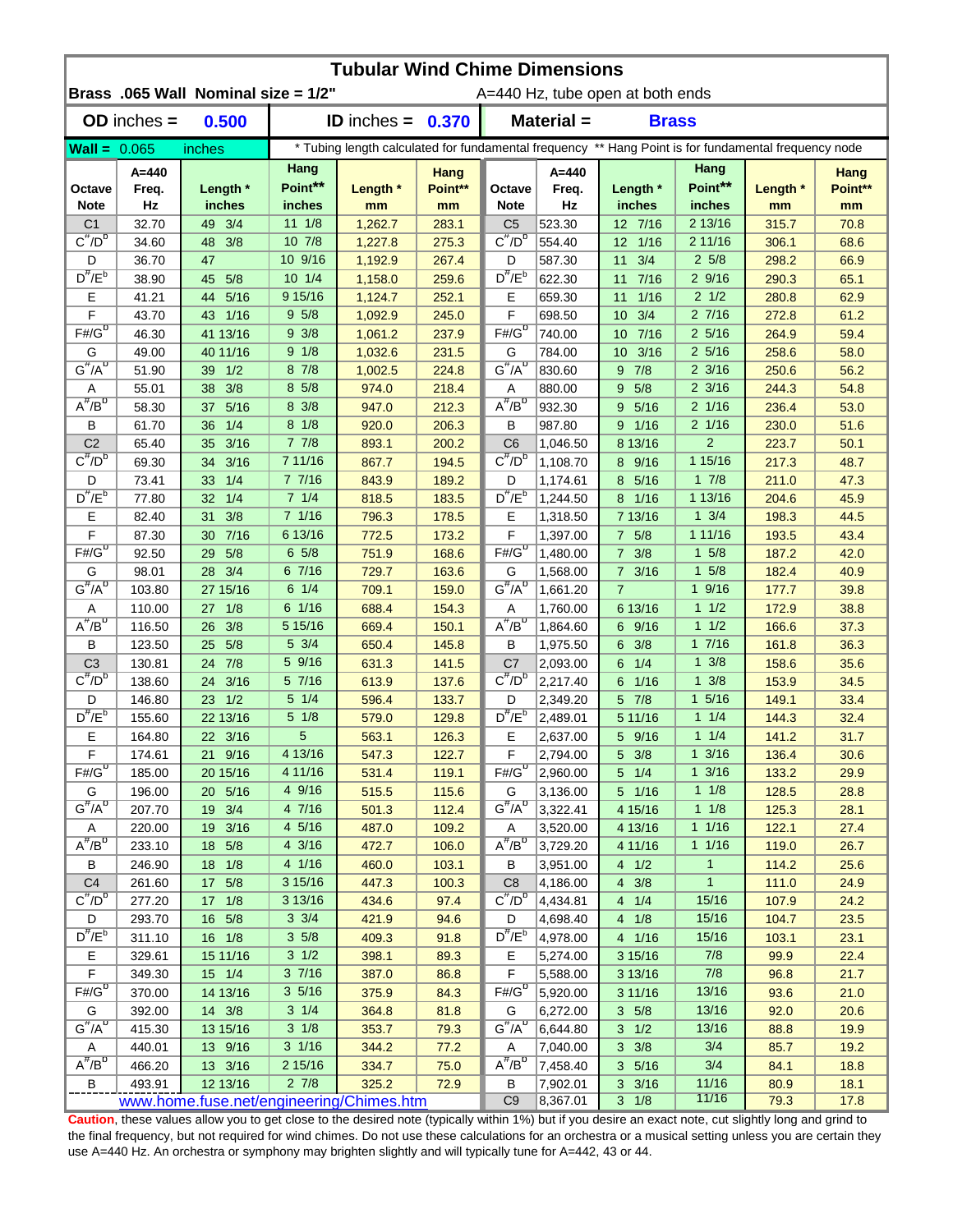# Tubular Wind Chime Dimensions

**Brass .065 Wall Nominal size = 1/2"** A=440 Hz, tube open at both ends

| **OD** inches = | **0.500** | **ID** inches = | **0.370** | **Material =** | **Brass** |
|---|---|---|---|---|---|

**Wall =** 0.065 inches — * Tubing length calculated for fundamental frequency ** Hang Point is for fundamental frequency node

| Octave Note | A=440 Freq. Hz | Length * inches | Hang Point** inches | Length * mm | Hang Point** mm | Octave Note | A=440 Freq. Hz | Length * inches | Hang Point** inches | Length * mm | Hang Point** mm |
|---|---|---|---|---|---|---|---|---|---|---|---|
| C1 | 32.70 | 49 3/4 | 11 1/8 | 1,262.7 | 283.1 | C5 | 523.30 | 12 7/16 | 2 13/16 | 315.7 | 70.8 |
| C#/Db | 34.60 | 48 3/8 | 10 7/8 | 1,227.8 | 275.3 | C#/Db | 554.40 | 12 1/16 | 2 11/16 | 306.1 | 68.6 |
| D | 36.70 | 47 | 10 9/16 | 1,192.9 | 267.4 | D | 587.30 | 11 3/4 | 2 5/8 | 298.2 | 66.9 |
| D#/Eb | 38.90 | 45 5/8 | 10 1/4 | 1,158.0 | 259.6 | D#/Eb | 622.30 | 11 7/16 | 2 9/16 | 290.3 | 65.1 |
| E | 41.21 | 44 5/16 | 9 15/16 | 1,124.7 | 252.1 | E | 659.30 | 11 1/16 | 2 1/2 | 280.8 | 62.9 |
| F | 43.70 | 43 1/16 | 9 5/8 | 1,092.9 | 245.0 | F | 698.50 | 10 3/4 | 2 7/16 | 272.8 | 61.2 |
| F#/Gb | 46.30 | 41 13/16 | 9 3/8 | 1,061.2 | 237.9 | F#/Gb | 740.00 | 10 7/16 | 2 5/16 | 264.9 | 59.4 |
| G | 49.00 | 40 11/16 | 9 1/8 | 1,032.6 | 231.5 | G | 784.00 | 10 3/16 | 2 5/16 | 258.6 | 58.0 |
| G#/Ab | 51.90 | 39 1/2 | 8 7/8 | 1,002.5 | 224.8 | G#/Ab | 830.60 | 9 7/8 | 2 3/16 | 250.6 | 56.2 |
| A | 55.01 | 38 3/8 | 8 5/8 | 974.0 | 218.4 | A | 880.00 | 9 5/8 | 2 3/16 | 244.3 | 54.8 |
| A#/Bb | 58.30 | 37 5/16 | 8 3/8 | 947.0 | 212.3 | A#/Bb | 932.30 | 9 5/16 | 2 1/16 | 236.4 | 53.0 |
| B | 61.70 | 36 1/4 | 8 1/8 | 920.0 | 206.3 | B | 987.80 | 9 1/16 | 2 1/16 | 230.0 | 51.6 |
| C2 | 65.40 | 35 3/16 | 7 7/8 | 893.1 | 200.2 | C6 | 1,046.50 | 8 13/16 | 2 | 223.7 | 50.1 |
| C#/Db | 69.30 | 34 3/16 | 7 11/16 | 867.7 | 194.5 | C#/Db | 1,108.70 | 8 9/16 | 1 15/16 | 217.3 | 48.7 |
| D | 73.41 | 33 1/4 | 7 7/16 | 843.9 | 189.2 | D | 1,174.61 | 8 5/16 | 1 7/8 | 211.0 | 47.3 |
| D#/Eb | 77.80 | 32 1/4 | 7 1/4 | 818.5 | 183.5 | D#/Eb | 1,244.50 | 8 1/16 | 1 13/16 | 204.6 | 45.9 |
| E | 82.40 | 31 3/8 | 7 1/16 | 796.3 | 178.5 | E | 1,318.50 | 7 13/16 | 1 3/4 | 198.3 | 44.5 |
| F | 87.30 | 30 7/16 | 6 13/16 | 772.5 | 173.2 | F | 1,397.00 | 7 5/8 | 1 11/16 | 193.5 | 43.4 |
| F#/Gb | 92.50 | 29 5/8 | 6 5/8 | 751.9 | 168.6 | F#/Gb | 1,480.00 | 7 3/8 | 1 5/8 | 187.2 | 42.0 |
| G | 98.01 | 28 3/4 | 6 7/16 | 729.7 | 163.6 | G | 1,568.00 | 7 3/16 | 1 5/8 | 182.4 | 40.9 |
| G#/Ab | 103.80 | 27 15/16 | 6 1/4 | 709.1 | 159.0 | G#/Ab | 1,661.20 | 7 | 1 9/16 | 177.7 | 39.8 |
| A | 110.00 | 27 1/8 | 6 1/16 | 688.4 | 154.3 | A | 1,760.00 | 6 13/16 | 1 1/2 | 172.9 | 38.8 |
| A#/Bb | 116.50 | 26 3/8 | 5 15/16 | 669.4 | 150.1 | A#/Bb | 1,864.60 | 6 9/16 | 1 1/2 | 166.6 | 37.3 |
| B | 123.50 | 25 5/8 | 5 3/4 | 650.4 | 145.8 | B | 1,975.50 | 6 3/8 | 1 7/16 | 161.8 | 36.3 |
| C3 | 130.81 | 24 7/8 | 5 9/16 | 631.3 | 141.5 | C7 | 2,093.00 | 6 1/4 | 1 3/8 | 158.6 | 35.6 |
| C#/Db | 138.60 | 24 3/16 | 5 7/16 | 613.9 | 137.6 | C#/Db | 2,217.40 | 6 1/16 | 1 3/8 | 153.9 | 34.5 |
| D | 146.80 | 23 1/2 | 5 1/4 | 596.4 | 133.7 | D | 2,349.20 | 5 7/8 | 1 5/16 | 149.1 | 33.4 |
| D#/Eb | 155.60 | 22 13/16 | 5 1/8 | 579.0 | 129.8 | D#/Eb | 2,489.01 | 5 11/16 | 1 1/4 | 144.3 | 32.4 |
| E | 164.80 | 22 3/16 | 5 | 563.1 | 126.3 | E | 2,637.00 | 5 9/16 | 1 1/4 | 141.2 | 31.7 |
| F | 174.61 | 21 9/16 | 4 13/16 | 547.3 | 122.7 | F | 2,794.00 | 5 3/8 | 1 3/16 | 136.4 | 30.6 |
| F#/Gb | 185.00 | 20 15/16 | 4 11/16 | 531.4 | 119.1 | F#/Gb | 2,960.00 | 5 1/4 | 1 3/16 | 133.2 | 29.9 |
| G | 196.00 | 20 5/16 | 4 9/16 | 515.5 | 115.6 | G | 3,136.00 | 5 1/16 | 1 1/8 | 128.5 | 28.8 |
| G#/Ab | 207.70 | 19 3/4 | 4 7/16 | 501.3 | 112.4 | G#/Ab | 3,322.41 | 4 15/16 | 1 1/8 | 125.3 | 28.1 |
| A | 220.00 | 19 3/16 | 4 5/16 | 487.0 | 109.2 | A | 3,520.00 | 4 13/16 | 1 1/16 | 122.1 | 27.4 |
| A#/Bb | 233.10 | 18 5/8 | 4 3/16 | 472.7 | 106.0 | A#/Bb | 3,729.20 | 4 11/16 | 1 1/16 | 119.0 | 26.7 |
| B | 246.90 | 18 1/8 | 4 1/16 | 460.0 | 103.1 | B | 3,951.00 | 4 1/2 | 1 | 114.2 | 25.6 |
| C4 | 261.60 | 17 5/8 | 3 15/16 | 447.3 | 100.3 | C8 | 4,186.00 | 4 3/8 | 1 | 111.0 | 24.9 |
| C#/Db | 277.20 | 17 1/8 | 3 13/16 | 434.6 | 97.4 | C#/Db | 4,434.81 | 4 1/4 | 15/16 | 107.9 | 24.2 |
| D | 293.70 | 16 5/8 | 3 3/4 | 421.9 | 94.6 | D | 4,698.40 | 4 1/8 | 15/16 | 104.7 | 23.5 |
| D#/Eb | 311.10 | 16 1/8 | 3 5/8 | 409.3 | 91.8 | D#/Eb | 4,978.00 | 4 1/16 | 15/16 | 103.1 | 23.1 |
| E | 329.61 | 15 11/16 | 3 1/2 | 398.1 | 89.3 | E | 5,274.00 | 3 15/16 | 7/8 | 99.9 | 22.4 |
| F | 349.30 | 15 1/4 | 3 7/16 | 387.0 | 86.8 | F | 5,588.00 | 3 13/16 | 7/8 | 96.8 | 21.7 |
| F#/Gb | 370.00 | 14 13/16 | 3 5/16 | 375.9 | 84.3 | F#/Gb | 5,920.00 | 3 11/16 | 13/16 | 93.6 | 21.0 |
| G | 392.00 | 14 3/8 | 3 1/4 | 364.8 | 81.8 | G | 6,272.00 | 3 5/8 | 13/16 | 92.0 | 20.6 |
| G#/Ab | 415.30 | 13 15/16 | 3 1/8 | 353.7 | 79.3 | G#/Ab | 6,644.80 | 3 1/2 | 13/16 | 88.8 | 19.9 |
| A | 440.01 | 13 9/16 | 3 1/16 | 344.2 | 77.2 | A | 7,040.00 | 3 3/8 | 3/4 | 85.7 | 19.2 |
| A#/Bb | 466.20 | 13 3/16 | 2 15/16 | 334.7 | 75.0 | A#/Bb | 7,458.40 | 3 5/16 | 3/4 | 84.1 | 18.8 |
| B | 493.91 | 12 13/16 | 2 7/8 | 325.2 | 72.9 | B | 7,902.01 | 3 3/16 | 11/16 | 80.9 | 18.1 |
| | | | | | | C9 | 8,367.01 | 3 1/8 | 11/16 | 79.3 | 17.8 |

www.home.fuse.net/engineering/Chimes.htm

**Caution**, these values allow you to get close to the desired note (typically within 1%) but if you desire an exact note, cut slightly long and grind to the final frequency, but not required for wind chimes. Do not use these calculations for an orchestra or a musical setting unless you are certain they use A=440 Hz. An orchestra or symphony may brighten slightly and will typically tune for A=442, 43 or 44.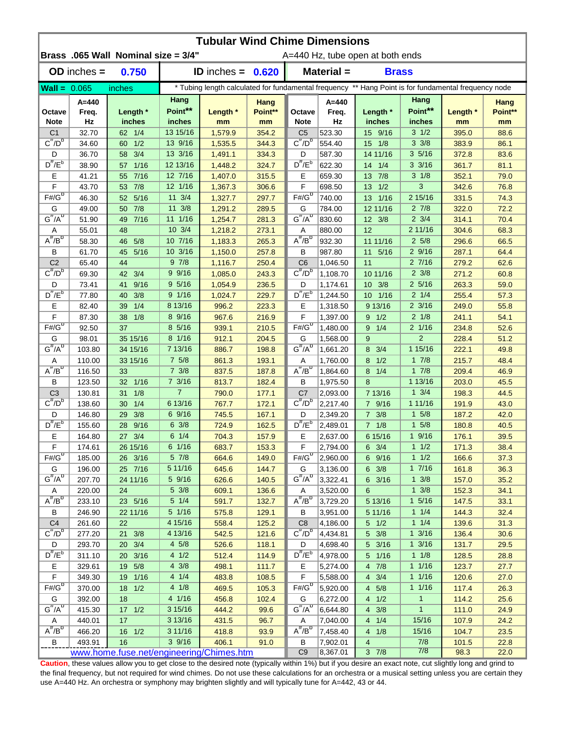# Tubular Wind Chime Dimensions

**Brass .065 Wall Nominal size = 3/4"** A=440 Hz, tube open at both ends

**OD inches = 0.750** **ID inches = 0.620** **Material = Brass**

**Wall = 0.065 inches** * Tubing length calculated for fundamental frequency ** Hang Point is for fundamental frequency node

| Octave Note | A=440 Freq. Hz | Length * inches | Hang Point** inches | Length * mm | Hang Point** mm | Octave Note | A=440 Freq. Hz | Length * inches | Hang Point** inches | Length * mm | Hang Point** mm |
|---|---|---|---|---|---|---|---|---|---|---|---|
| C1 | 32.70 | 62 1/4 | 13 15/16 | 1,579.9 | 354.2 | C5 | 523.30 | 15 9/16 | 3 1/2 | 395.0 | 88.6 |
| $C^{\#}/D^{b}$ | 34.60 | 60 1/2 | 13 9/16 | 1,535.5 | 344.3 | $C^{\#}/D^{b}$ | 554.40 | 15 1/8 | 3 3/8 | 383.9 | 86.1 |
| D | 36.70 | 58 3/4 | 13 3/16 | 1,491.1 | 334.3 | D | 587.30 | 14 11/16 | 3 5/16 | 372.8 | 83.6 |
| $D^{\#}/E^{b}$ | 38.90 | 57 1/16 | 12 13/16 | 1,448.2 | 324.7 | $D^{\#}/E^{b}$ | 622.30 | 14 1/4 | 3 3/16 | 361.7 | 81.1 |
| E | 41.21 | 55 7/16 | 12 7/16 | 1,407.0 | 315.5 | E | 659.30 | 13 7/8 | 3 1/8 | 352.1 | 79.0 |
| F | 43.70 | 53 7/8 | 12 1/16 | 1,367.3 | 306.6 | F | 698.50 | 13 1/2 | 3 | 342.6 | 76.8 |
| $F\#/G^{b}$ | 46.30 | 52 5/16 | 11 3/4 | 1,327.7 | 297.7 | $F\#/G^{b}$ | 740.00 | 13 1/16 | 2 15/16 | 331.5 | 74.3 |
| G | 49.00 | 50 7/8 | 11 3/8 | 1,291.2 | 289.5 | G | 784.00 | 12 11/16 | 2 7/8 | 322.0 | 72.2 |
| $G^{\#}/A^{b}$ | 51.90 | 49 7/16 | 11 1/16 | 1,254.7 | 281.3 | $G^{\#}/A^{b}$ | 830.60 | 12 3/8 | 2 3/4 | 314.1 | 70.4 |
| A | 55.01 | 48 | 10 3/4 | 1,218.2 | 273.1 | A | 880.00 | 12 | 2 11/16 | 304.6 | 68.3 |
| $A^{\#}/B^{b}$ | 58.30 | 46 5/8 | 10 7/16 | 1,183.3 | 265.3 | $A^{\#}/B^{b}$ | 932.30 | 11 11/16 | 2 5/8 | 296.6 | 66.5 |
| B | 61.70 | 45 5/16 | 10 3/16 | 1,150.0 | 257.8 | B | 987.80 | 11 5/16 | 2 9/16 | 287.1 | 64.4 |
| C2 | 65.40 | 44 | 9 7/8 | 1,116.7 | 250.4 | C6 | 1,046.50 | 11 | 2 7/16 | 279.2 | 62.6 |
| $C^{\#}/D^{b}$ | 69.30 | 42 3/4 | 9 9/16 | 1,085.0 | 243.3 | $C^{\#}/D^{b}$ | 1,108.70 | 10 11/16 | 2 3/8 | 271.2 | 60.8 |
| D | 73.41 | 41 9/16 | 9 5/16 | 1,054.9 | 236.5 | D | 1,174.61 | 10 3/8 | 2 5/16 | 263.3 | 59.0 |
| $D^{\#}/E^{b}$ | 77.80 | 40 3/8 | 9 1/16 | 1,024.7 | 229.7 | $D^{\#}/E^{b}$ | 1,244.50 | 10 1/16 | 2 1/4 | 255.4 | 57.3 |
| E | 82.40 | 39 1/4 | 8 13/16 | 996.2 | 223.3 | E | 1,318.50 | 9 13/16 | 2 3/16 | 249.0 | 55.8 |
| F | 87.30 | 38 1/8 | 8 9/16 | 967.6 | 216.9 | F | 1,397.00 | 9 1/2 | 2 1/8 | 241.1 | 54.1 |
| $F\#/G^{b}$ | 92.50 | 37 | 8 5/16 | 939.1 | 210.5 | $F\#/G^{b}$ | 1,480.00 | 9 1/4 | 2 1/16 | 234.8 | 52.6 |
| G | 98.01 | 35 15/16 | 8 1/16 | 912.1 | 204.5 | G | 1,568.00 | 9 | 2 | 228.4 | 51.2 |
| $G^{\#}/A^{b}$ | 103.80 | 34 15/16 | 7 13/16 | 886.7 | 198.8 | $G^{\#}/A^{b}$ | 1,661.20 | 8 3/4 | 1 15/16 | 222.1 | 49.8 |
| A | 110.00 | 33 15/16 | 7 5/8 | 861.3 | 193.1 | A | 1,760.00 | 8 1/2 | 1 7/8 | 215.7 | 48.4 |
| $A^{\#}/B^{b}$ | 116.50 | 33 | 7 3/8 | 837.5 | 187.8 | $A^{\#}/B^{b}$ | 1,864.60 | 8 1/4 | 1 7/8 | 209.4 | 46.9 |
| B | 123.50 | 32 1/16 | 7 3/16 | 813.7 | 182.4 | B | 1,975.50 | 8 | 1 13/16 | 203.0 | 45.5 |
| C3 | 130.81 | 31 1/8 | 7 | 790.0 | 177.1 | C7 | 2,093.00 | 7 13/16 | 1 3/4 | 198.3 | 44.5 |
| $C^{\#}/D^{b}$ | 138.60 | 30 1/4 | 6 13/16 | 767.7 | 172.1 | $C^{\#}/D^{b}$ | 2,217.40 | 7 9/16 | 1 11/16 | 191.9 | 43.0 |
| D | 146.80 | 29 3/8 | 6 9/16 | 745.5 | 167.1 | D | 2,349.20 | 7 3/8 | 1 5/8 | 187.2 | 42.0 |
| $D^{\#}/E^{b}$ | 155.60 | 28 9/16 | 6 3/8 | 724.9 | 162.5 | $D^{\#}/E^{b}$ | 2,489.01 | 7 1/8 | 1 5/8 | 180.8 | 40.5 |
| E | 164.80 | 27 3/4 | 6 1/4 | 704.3 | 157.9 | E | 2,637.00 | 6 15/16 | 1 9/16 | 176.1 | 39.5 |
| F | 174.61 | 26 15/16 | 6 1/16 | 683.7 | 153.3 | F | 2,794.00 | 6 3/4 | 1 1/2 | 171.3 | 38.4 |
| $F\#/G^{b}$ | 185.00 | 26 3/16 | 5 7/8 | 664.6 | 149.0 | $F\#/G^{b}$ | 2,960.00 | 6 9/16 | 1 1/2 | 166.6 | 37.3 |
| G | 196.00 | 25 7/16 | 5 11/16 | 645.6 | 144.7 | G | 3,136.00 | 6 3/8 | 1 7/16 | 161.8 | 36.3 |
| $G^{\#}/A^{b}$ | 207.70 | 24 11/16 | 5 9/16 | 626.6 | 140.5 | $G^{\#}/A^{b}$ | 3,322.41 | 6 3/16 | 1 3/8 | 157.0 | 35.2 |
| A | 220.00 | 24 | 5 3/8 | 609.1 | 136.6 | A | 3,520.00 | 6 | 1 3/8 | 152.3 | 34.1 |
| $A^{\#}/B^{b}$ | 233.10 | 23 5/16 | 5 1/4 | 591.7 | 132.7 | $A^{\#}/B^{b}$ | 3,729.20 | 5 13/16 | 1 5/16 | 147.5 | 33.1 |
| B | 246.90 | 22 11/16 | 5 1/16 | 575.8 | 129.1 | B | 3,951.00 | 5 11/16 | 1 1/4 | 144.3 | 32.4 |
| C4 | 261.60 | 22 | 4 15/16 | 558.4 | 125.2 | C8 | 4,186.00 | 5 1/2 | 1 1/4 | 139.6 | 31.3 |
| $C^{\#}/D^{b}$ | 277.20 | 21 3/8 | 4 13/16 | 542.5 | 121.6 | $C^{\#}/D^{b}$ | 4,434.81 | 5 3/8 | 1 3/16 | 136.4 | 30.6 |
| D | 293.70 | 20 3/4 | 4 5/8 | 526.6 | 118.1 | D | 4,698.40 | 5 3/16 | 1 3/16 | 131.7 | 29.5 |
| $D^{\#}/E^{b}$ | 311.10 | 20 3/16 | 4 1/2 | 512.4 | 114.9 | $D^{\#}/E^{b}$ | 4,978.00 | 5 1/16 | 1 1/8 | 128.5 | 28.8 |
| E | 329.61 | 19 5/8 | 4 3/8 | 498.1 | 111.7 | E | 5,274.00 | 4 7/8 | 1 1/16 | 123.7 | 27.7 |
| F | 349.30 | 19 1/16 | 4 1/4 | 483.8 | 108.5 | F | 5,588.00 | 4 3/4 | 1 1/16 | 120.6 | 27.0 |
| $F\#/G^{b}$ | 370.00 | 18 1/2 | 4 1/8 | 469.5 | 105.3 | $F\#/G^{b}$ | 5,920.00 | 4 5/8 | 1 1/16 | 117.4 | 26.3 |
| G | 392.00 | 18 | 4 1/16 | 456.8 | 102.4 | G | 6,272.00 | 4 1/2 | 1 | 114.2 | 25.6 |
| $G^{\#}/A^{b}$ | 415.30 | 17 1/2 | 3 15/16 | 444.2 | 99.6 | $G^{\#}/A^{b}$ | 6,644.80 | 4 3/8 | 1 | 111.0 | 24.9 |
| A | 440.01 | 17 | 3 13/16 | 431.5 | 96.7 | A | 7,040.00 | 4 1/4 | 15/16 | 107.9 | 24.2 |
| $A^{\#}/B^{b}$ | 466.20 | 16 1/2 | 3 11/16 | 418.8 | 93.9 | $A^{\#}/B^{b}$ | 7,458.40 | 4 1/8 | 15/16 | 104.7 | 23.5 |
| B | 493.91 | 16 | 3 9/16 | 406.1 | 91.0 | B | 7,902.01 | 4 | 7/8 | 101.5 | 22.8 |
| | | | | | | C9 | 8,367.01 | 3 7/8 | 7/8 | 98.3 | 22.0 |

www.home.fuse.net/engineering/Chimes.htm

**Caution**, these values allow you to get close to the desired note (typically within 1%) but if you desire an exact note, cut slightly long and grind to the final frequency, but not required for wind chimes. Do not use these calculations for an orchestra or a musical setting unless you are certain they use A=440 Hz. An orchestra or symphony may brighten slightly and will typically tune for A=442, 43 or 44.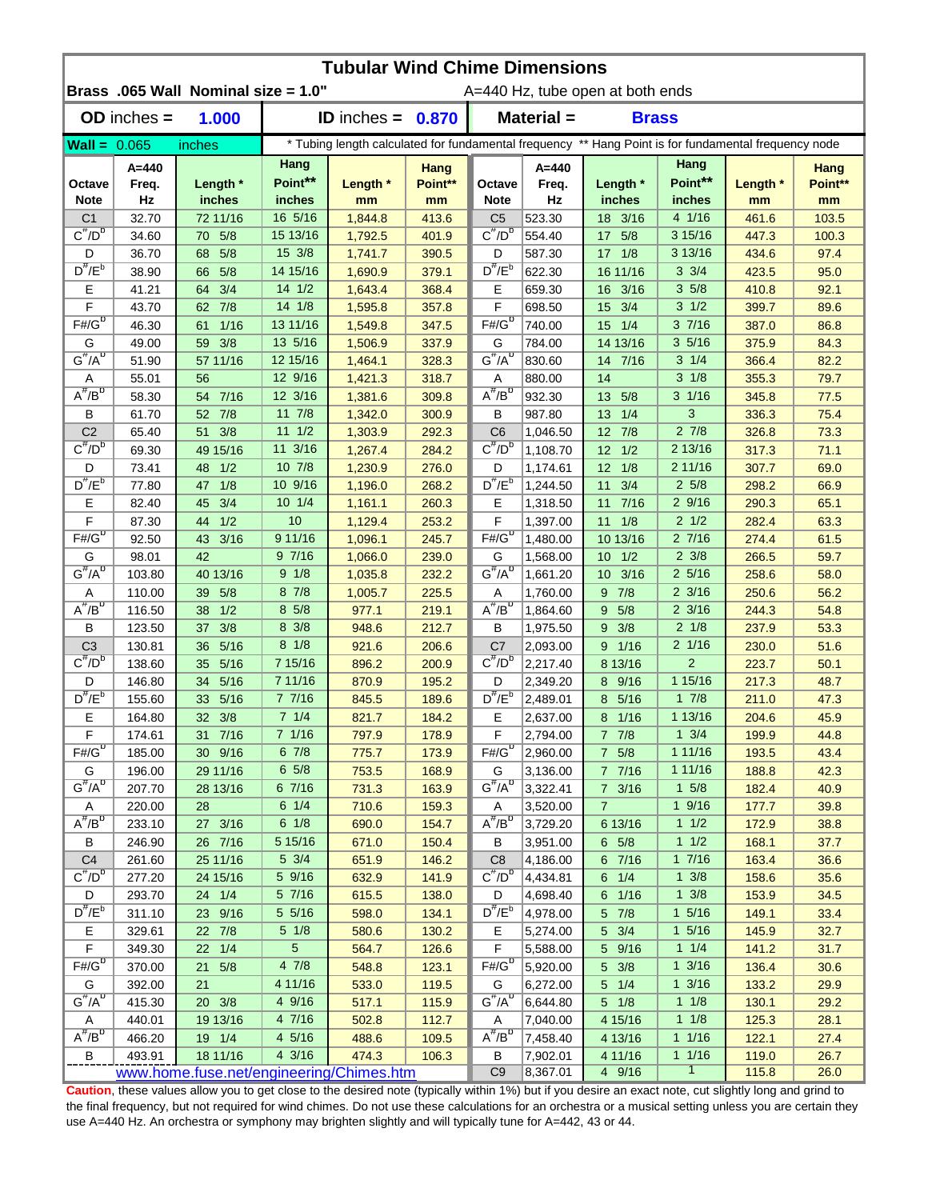# Tubular Wind Chime Dimensions

**Brass .065 Wall Nominal size = 1.0"** A=440 Hz, tube open at both ends

| **OD** inches = **1.000** | **ID** inches = **0.870** | **Material** = **Brass** |
|---|---|---|

**Wall =** 0.065 inches

\* Tubing length calculated for fundamental frequency ** Hang Point is for fundamental frequency node

| Octave Note | A=440 Freq. Hz | Length * inches | Hang Point** inches | Length * mm | Hang Point** mm | Octave Note | A=440 Freq. Hz | Length * inches | Hang Point** inches | Length * mm | Hang Point** mm |
|---|---|---|---|---|---|---|---|---|---|---|---|
| C1 | 32.70 | 72 11/16 | 16 5/16 | 1,844.8 | 413.6 | C5 | 523.30 | 18 3/16 | 4 1/16 | 461.6 | 103.5 |
| $C^\#/D^b$ | 34.60 | 70 5/8 | 15 13/16 | 1,792.5 | 401.9 | $C^\#/D^b$ | 554.40 | 17 5/8 | 3 15/16 | 447.3 | 100.3 |
| D | 36.70 | 68 5/8 | 15 3/8 | 1,741.7 | 390.5 | D | 587.30 | 17 1/8 | 3 13/16 | 434.6 | 97.4 |
| $D^\#/E^b$ | 38.90 | 66 5/8 | 14 15/16 | 1,690.9 | 379.1 | $D^\#/E^b$ | 622.30 | 16 11/16 | 3 3/4 | 423.5 | 95.0 |
| E | 41.21 | 64 3/4 | 14 1/2 | 1,643.4 | 368.4 | E | 659.30 | 16 3/16 | 3 5/8 | 410.8 | 92.1 |
| F | 43.70 | 62 7/8 | 14 1/8 | 1,595.8 | 357.8 | F | 698.50 | 15 3/4 | 3 1/2 | 399.7 | 89.6 |
| $F\#/G^b$ | 46.30 | 61 1/16 | 13 11/16 | 1,549.8 | 347.5 | $F\#/G^b$ | 740.00 | 15 1/4 | 3 7/16 | 387.0 | 86.8 |
| G | 49.00 | 59 3/8 | 13 5/16 | 1,506.9 | 337.9 | G | 784.00 | 14 13/16 | 3 5/16 | 375.9 | 84.3 |
| $G^\#/A^b$ | 51.90 | 57 11/16 | 12 15/16 | 1,464.1 | 328.3 | $G^\#/A^b$ | 830.60 | 14 7/16 | 3 1/4 | 366.4 | 82.2 |
| A | 55.01 | 56 | 12 9/16 | 1,421.3 | 318.7 | A | 880.00 | 14 | 3 1/8 | 355.3 | 79.7 |
| $A^\#/B^b$ | 58.30 | 54 7/16 | 12 3/16 | 1,381.6 | 309.8 | $A^\#/B^b$ | 932.30 | 13 5/8 | 3 1/16 | 345.8 | 77.5 |
| B | 61.70 | 52 7/8 | 11 7/8 | 1,342.0 | 300.9 | B | 987.80 | 13 1/4 | 3 | 336.3 | 75.4 |
| C2 | 65.40 | 51 3/8 | 11 1/2 | 1,303.9 | 292.3 | C6 | 1,046.50 | 12 7/8 | 2 7/8 | 326.8 | 73.3 |
| $C^\#/D^b$ | 69.30 | 49 15/16 | 11 3/16 | 1,267.4 | 284.2 | $C^\#/D^b$ | 1,108.70 | 12 1/2 | 2 13/16 | 317.3 | 71.1 |
| D | 73.41 | 48 1/2 | 10 7/8 | 1,230.9 | 276.0 | D | 1,174.61 | 12 1/8 | 2 11/16 | 307.7 | 69.0 |
| $D^\#/E^b$ | 77.80 | 47 1/8 | 10 9/16 | 1,196.0 | 268.2 | $D^\#/E^b$ | 1,244.50 | 11 3/4 | 2 5/8 | 298.2 | 66.9 |
| E | 82.40 | 45 3/4 | 10 1/4 | 1,161.1 | 260.3 | E | 1,318.50 | 11 7/16 | 2 9/16 | 290.3 | 65.1 |
| F | 87.30 | 44 1/2 | 10 | 1,129.4 | 253.2 | F | 1,397.00 | 11 1/8 | 2 1/2 | 282.4 | 63.3 |
| $F\#/G^b$ | 92.50 | 43 3/16 | 9 11/16 | 1,096.1 | 245.7 | $F\#/G^b$ | 1,480.00 | 10 13/16 | 2 7/16 | 274.4 | 61.5 |
| G | 98.01 | 42 | 9 7/16 | 1,066.0 | 239.0 | G | 1,568.00 | 10 1/2 | 2 3/8 | 266.5 | 59.7 |
| $G^\#/A^b$ | 103.80 | 40 13/16 | 9 1/8 | 1,035.8 | 232.2 | $G^\#/A^b$ | 1,661.20 | 10 3/16 | 2 5/16 | 258.6 | 58.0 |
| A | 110.00 | 39 5/8 | 8 7/8 | 1,005.7 | 225.5 | A | 1,760.00 | 9 7/8 | 2 3/16 | 250.6 | 56.2 |
| $A^\#/B^b$ | 116.50 | 38 1/2 | 8 5/8 | 977.1 | 219.1 | $A^\#/B^b$ | 1,864.60 | 9 5/8 | 2 3/16 | 244.3 | 54.8 |
| B | 123.50 | 37 3/8 | 8 3/8 | 948.6 | 212.7 | B | 1,975.50 | 9 3/8 | 2 1/8 | 237.9 | 53.3 |
| C3 | 130.81 | 36 5/16 | 8 1/8 | 921.6 | 206.6 | C7 | 2,093.00 | 9 1/16 | 2 1/16 | 230.0 | 51.6 |
| $C^\#/D^b$ | 138.60 | 35 5/16 | 7 15/16 | 896.2 | 200.9 | $C^\#/D^b$ | 2,217.40 | 8 13/16 | 2 | 223.7 | 50.1 |
| D | 146.80 | 34 5/16 | 7 11/16 | 870.9 | 195.2 | D | 2,349.20 | 8 9/16 | 1 15/16 | 217.3 | 48.7 |
| $D^\#/E^b$ | 155.60 | 33 5/16 | 7 7/16 | 845.5 | 189.6 | $D^\#/E^b$ | 2,489.01 | 8 5/16 | 1 7/8 | 211.0 | 47.3 |
| E | 164.80 | 32 3/8 | 7 1/4 | 821.7 | 184.2 | E | 2,637.00 | 8 1/16 | 1 13/16 | 204.6 | 45.9 |
| F | 174.61 | 31 7/16 | 7 1/16 | 797.9 | 178.9 | F | 2,794.00 | 7 7/8 | 1 3/4 | 199.9 | 44.8 |
| $F\#/G^b$ | 185.00 | 30 9/16 | 6 7/8 | 775.7 | 173.9 | $F\#/G^b$ | 2,960.00 | 7 5/8 | 1 11/16 | 193.5 | 43.4 |
| G | 196.00 | 29 11/16 | 6 5/8 | 753.5 | 168.9 | G | 3,136.00 | 7 7/16 | 1 11/16 | 188.8 | 42.3 |
| $G^\#/A^b$ | 207.70 | 28 13/16 | 6 7/16 | 731.3 | 163.9 | $G^\#/A^b$ | 3,322.41 | 7 3/16 | 1 5/8 | 182.4 | 40.9 |
| A | 220.00 | 28 | 6 1/4 | 710.6 | 159.3 | A | 3,520.00 | 7 | 1 9/16 | 177.7 | 39.8 |
| $A^\#/B^b$ | 233.10 | 27 3/16 | 6 1/8 | 690.0 | 154.7 | $A^\#/B^b$ | 3,729.20 | 6 13/16 | 1 1/2 | 172.9 | 38.8 |
| B | 246.90 | 26 7/16 | 5 15/16 | 671.0 | 150.4 | B | 3,951.00 | 6 5/8 | 1 1/2 | 168.1 | 37.7 |
| C4 | 261.60 | 25 11/16 | 5 3/4 | 651.9 | 146.2 | C8 | 4,186.00 | 6 7/16 | 1 7/16 | 163.4 | 36.6 |
| $C^\#/D^b$ | 277.20 | 24 15/16 | 5 9/16 | 632.9 | 141.9 | $C^\#/D^b$ | 4,434.81 | 6 1/4 | 1 3/8 | 158.6 | 35.6 |
| D | 293.70 | 24 1/4 | 5 7/16 | 615.5 | 138.0 | D | 4,698.40 | 6 1/16 | 1 3/8 | 153.9 | 34.5 |
| $D^\#/E^b$ | 311.10 | 23 9/16 | 5 5/16 | 598.0 | 134.1 | $D^\#/E^b$ | 4,978.00 | 5 7/8 | 1 5/16 | 149.1 | 33.4 |
| E | 329.61 | 22 7/8 | 5 1/8 | 580.6 | 130.2 | E | 5,274.00 | 5 3/4 | 1 5/16 | 145.9 | 32.7 |
| F | 349.30 | 22 1/4 | 5 | 564.7 | 126.6 | F | 5,588.00 | 5 9/16 | 1 1/4 | 141.2 | 31.7 |
| $F\#/G^b$ | 370.00 | 21 5/8 | 4 7/8 | 548.8 | 123.1 | $F\#/G^b$ | 5,920.00 | 5 3/8 | 1 3/16 | 136.4 | 30.6 |
| G | 392.00 | 21 | 4 11/16 | 533.0 | 119.5 | G | 6,272.00 | 5 1/4 | 1 3/16 | 133.2 | 29.9 |
| $G^\#/A^b$ | 415.30 | 20 3/8 | 4 9/16 | 517.1 | 115.9 | $G^\#/A^b$ | 6,644.80 | 5 1/8 | 1 1/8 | 130.1 | 29.2 |
| A | 440.01 | 19 13/16 | 4 7/16 | 502.8 | 112.7 | A | 7,040.00 | 4 15/16 | 1 1/8 | 125.3 | 28.1 |
| $A^\#/B^b$ | 466.20 | 19 1/4 | 4 5/16 | 488.6 | 109.5 | $A^\#/B^b$ | 7,458.40 | 4 13/16 | 1 1/16 | 122.1 | 27.4 |
| B | 493.91 | 18 11/16 | 4 3/16 | 474.3 | 106.3 | B | 7,902.01 | 4 11/16 | 1 1/16 | 119.0 | 26.7 |
| | | | | | | C9 | 8,367.01 | 4 9/16 | 1 | 115.8 | 26.0 |

www.home.fuse.net/engineering/Chimes.htm

**Caution**, these values allow you to get close to the desired note (typically within 1%) but if you desire an exact note, cut slightly long and grind to the final frequency, but not required for wind chimes. Do not use these calculations for an orchestra or a musical setting unless you are certain they use A=440 Hz. An orchestra or symphony may brighten slightly and will typically tune for A=442, 43 or 44.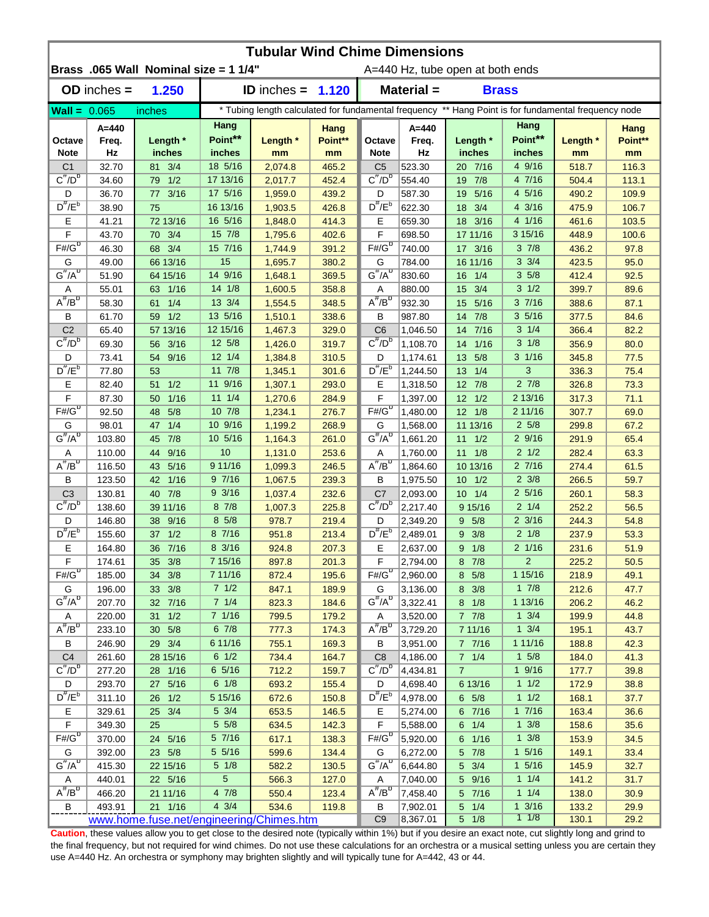# Tubular Wind Chime Dimensions

**Brass .065 Wall Nominal size = 1 1/4"** A=440 Hz, tube open at both ends

**OD inches = 1.250** **ID inches = 1.120** **Material = Brass**

**Wall = 0.065 inches** * Tubing length calculated for fundamental frequency ** Hang Point is for fundamental frequency node

| Octave Note | A=440 Freq. Hz | Length * inches | Hang Point** inches | Length * mm | Hang Point** mm | Octave Note | A=440 Freq. Hz | Length * inches | Hang Point** inches | Length * mm | Hang Point** mm |
|---|---|---|---|---|---|---|---|---|---|---|---|
| C1 | 32.70 | 81 3/4 | 18 5/16 | 2,074.8 | 465.2 | C5 | 523.30 | 20 7/16 | 4 9/16 | 518.7 | 116.3 |
| C#/Db | 34.60 | 79 1/2 | 17 13/16 | 2,017.7 | 452.4 | C#/Db | 554.40 | 19 7/8 | 4 7/16 | 504.4 | 113.1 |
| D | 36.70 | 77 3/16 | 17 5/16 | 1,959.0 | 439.2 | D | 587.30 | 19 5/16 | 4 5/16 | 490.2 | 109.9 |
| D#/Eb | 38.90 | 75 | 16 13/16 | 1,903.5 | 426.8 | D#/Eb | 622.30 | 18 3/4 | 4 3/16 | 475.9 | 106.7 |
| E | 41.21 | 72 13/16 | 16 5/16 | 1,848.0 | 414.3 | E | 659.30 | 18 3/16 | 4 1/16 | 461.6 | 103.5 |
| F | 43.70 | 70 3/4 | 15 7/8 | 1,795.6 | 402.6 | F | 698.50 | 17 11/16 | 3 15/16 | 448.9 | 100.6 |
| F#/Gb | 46.30 | 68 3/4 | 15 7/16 | 1,744.9 | 391.2 | F#/Gb | 740.00 | 17 3/16 | 3 7/8 | 436.2 | 97.8 |
| G | 49.00 | 66 13/16 | 15 | 1,695.7 | 380.2 | G | 784.00 | 16 11/16 | 3 3/4 | 423.5 | 95.0 |
| G#/Ab | 51.90 | 64 15/16 | 14 9/16 | 1,648.1 | 369.5 | G#/Ab | 830.60 | 16 1/4 | 3 5/8 | 412.4 | 92.5 |
| A | 55.01 | 63 1/16 | 14 1/8 | 1,600.5 | 358.8 | A | 880.00 | 15 3/4 | 3 1/2 | 399.7 | 89.6 |
| A#/Bb | 58.30 | 61 1/4 | 13 3/4 | 1,554.5 | 348.5 | A#/Bb | 932.30 | 15 5/16 | 3 7/16 | 388.6 | 87.1 |
| B | 61.70 | 59 1/2 | 13 5/16 | 1,510.1 | 338.6 | B | 987.80 | 14 7/8 | 3 5/16 | 377.5 | 84.6 |
| C2 | 65.40 | 57 13/16 | 12 15/16 | 1,467.3 | 329.0 | C6 | 1,046.50 | 14 7/16 | 3 1/4 | 366.4 | 82.2 |
| C#/Db | 69.30 | 56 3/16 | 12 5/8 | 1,426.0 | 319.7 | C#/Db | 1,108.70 | 14 1/16 | 3 1/8 | 356.9 | 80.0 |
| D | 73.41 | 54 9/16 | 12 1/4 | 1,384.8 | 310.5 | D | 1,174.61 | 13 5/8 | 3 1/16 | 345.8 | 77.5 |
| D#/Eb | 77.80 | 53 | 11 7/8 | 1,345.1 | 301.6 | D#/Eb | 1,244.50 | 13 1/4 | 3 | 336.3 | 75.4 |
| E | 82.40 | 51 1/2 | 11 9/16 | 1,307.1 | 293.0 | E | 1,318.50 | 12 7/8 | 2 7/8 | 326.8 | 73.3 |
| F | 87.30 | 50 1/16 | 11 1/4 | 1,270.6 | 284.9 | F | 1,397.00 | 12 1/2 | 2 13/16 | 317.3 | 71.1 |
| F#/Gb | 92.50 | 48 5/8 | 10 7/8 | 1,234.1 | 276.7 | F#/Gb | 1,480.00 | 12 1/8 | 2 11/16 | 307.7 | 69.0 |
| G | 98.01 | 47 1/4 | 10 9/16 | 1,199.2 | 268.9 | G | 1,568.00 | 11 13/16 | 2 5/8 | 299.8 | 67.2 |
| G#/Ab | 103.80 | 45 7/8 | 10 5/16 | 1,164.3 | 261.0 | G#/Ab | 1,661.20 | 11 1/2 | 2 9/16 | 291.9 | 65.4 |
| A | 110.00 | 44 9/16 | 10 | 1,131.0 | 253.6 | A | 1,760.00 | 11 1/8 | 2 1/2 | 282.4 | 63.3 |
| A#/Bb | 116.50 | 43 5/16 | 9 11/16 | 1,099.3 | 246.5 | A#/Bb | 1,864.60 | 10 13/16 | 2 7/16 | 274.4 | 61.5 |
| B | 123.50 | 42 1/16 | 9 7/16 | 1,067.5 | 239.3 | B | 1,975.50 | 10 1/2 | 2 3/8 | 266.5 | 59.7 |
| C3 | 130.81 | 40 7/8 | 9 3/16 | 1,037.4 | 232.6 | C7 | 2,093.00 | 10 1/4 | 2 5/16 | 260.1 | 58.3 |
| C#/Db | 138.60 | 39 11/16 | 8 7/8 | 1,007.3 | 225.8 | C#/Db | 2,217.40 | 9 15/16 | 2 1/4 | 252.2 | 56.5 |
| D | 146.80 | 38 9/16 | 8 5/8 | 978.7 | 219.4 | D | 2,349.20 | 9 5/8 | 2 3/16 | 244.3 | 54.8 |
| D#/Eb | 155.60 | 37 1/2 | 8 7/16 | 951.8 | 213.4 | D#/Eb | 2,489.01 | 9 3/8 | 2 1/8 | 237.9 | 53.3 |
| E | 164.80 | 36 7/16 | 8 3/16 | 924.8 | 207.3 | E | 2,637.00 | 9 1/8 | 2 1/16 | 231.6 | 51.9 |
| F | 174.61 | 35 3/8 | 7 15/16 | 897.8 | 201.3 | F | 2,794.00 | 8 7/8 | 2 | 225.2 | 50.5 |
| F#/Gb | 185.00 | 34 3/8 | 7 11/16 | 872.4 | 195.6 | F#/Gb | 2,960.00 | 8 5/8 | 1 15/16 | 218.9 | 49.1 |
| G | 196.00 | 33 3/8 | 7 1/2 | 847.1 | 189.9 | G | 3,136.00 | 8 3/8 | 1 7/8 | 212.6 | 47.7 |
| G#/Ab | 207.70 | 32 7/16 | 7 1/4 | 823.3 | 184.6 | G#/Ab | 3,322.41 | 8 1/8 | 1 13/16 | 206.2 | 46.2 |
| A | 220.00 | 31 1/2 | 7 1/16 | 799.5 | 179.2 | A | 3,520.00 | 7 7/8 | 1 3/4 | 199.9 | 44.8 |
| A#/Bb | 233.10 | 30 5/8 | 6 7/8 | 777.3 | 174.3 | A#/Bb | 3,729.20 | 7 11/16 | 1 3/4 | 195.1 | 43.7 |
| B | 246.90 | 29 3/4 | 6 11/16 | 755.1 | 169.3 | B | 3,951.00 | 7 7/16 | 1 11/16 | 188.8 | 42.3 |
| C4 | 261.60 | 28 15/16 | 6 1/2 | 734.4 | 164.7 | C8 | 4,186.00 | 7 1/4 | 1 5/8 | 184.0 | 41.3 |
| C#/Db | 277.20 | 28 1/16 | 6 5/16 | 712.2 | 159.7 | C#/Db | 4,434.81 | 7 | 1 9/16 | 177.7 | 39.8 |
| D | 293.70 | 27 5/16 | 6 1/8 | 693.2 | 155.4 | D | 4,698.40 | 6 13/16 | 1 1/2 | 172.9 | 38.8 |
| D#/Eb | 311.10 | 26 1/2 | 5 15/16 | 672.6 | 150.8 | D#/Eb | 4,978.00 | 6 5/8 | 1 1/2 | 168.1 | 37.7 |
| E | 329.61 | 25 3/4 | 5 3/4 | 653.5 | 146.5 | E | 5,274.00 | 6 7/16 | 1 7/16 | 163.4 | 36.6 |
| F | 349.30 | 25 | 5 5/8 | 634.5 | 142.3 | F | 5,588.00 | 6 1/4 | 1 3/8 | 158.6 | 35.6 |
| F#/Gb | 370.00 | 24 5/16 | 5 7/16 | 617.1 | 138.3 | F#/Gb | 5,920.00 | 6 1/16 | 1 3/8 | 153.9 | 34.5 |
| G | 392.00 | 23 5/8 | 5 5/16 | 599.6 | 134.4 | G | 6,272.00 | 5 7/8 | 1 5/16 | 149.1 | 33.4 |
| G#/Ab | 415.30 | 22 15/16 | 5 1/8 | 582.2 | 130.5 | G#/Ab | 6,644.80 | 5 3/4 | 1 5/16 | 145.9 | 32.7 |
| A | 440.01 | 22 5/16 | 5 | 566.3 | 127.0 | A | 7,040.00 | 5 9/16 | 1 1/4 | 141.2 | 31.7 |
| A#/Bb | 466.20 | 21 11/16 | 4 7/8 | 550.4 | 123.4 | A#/Bb | 7,458.40 | 5 7/16 | 1 1/4 | 138.0 | 30.9 |
| B | 493.91 | 21 1/16 | 4 3/4 | 534.6 | 119.8 | B | 7,902.01 | 5 1/4 | 1 3/16 | 133.2 | 29.9 |
| | | | | | | C9 | 8,367.01 | 5 1/8 | 1 1/8 | 130.1 | 29.2 |

www.home.fuse.net/engineering/Chimes.htm

**Caution**, these values allow you to get close to the desired note (typically within 1%) but if you desire an exact note, cut slightly long and grind to the final frequency, but not required for wind chimes. Do not use these calculations for an orchestra or a musical setting unless you are certain they use A=440 Hz. An orchestra or symphony may brighten slightly and will typically tune for A=442, 43 or 44.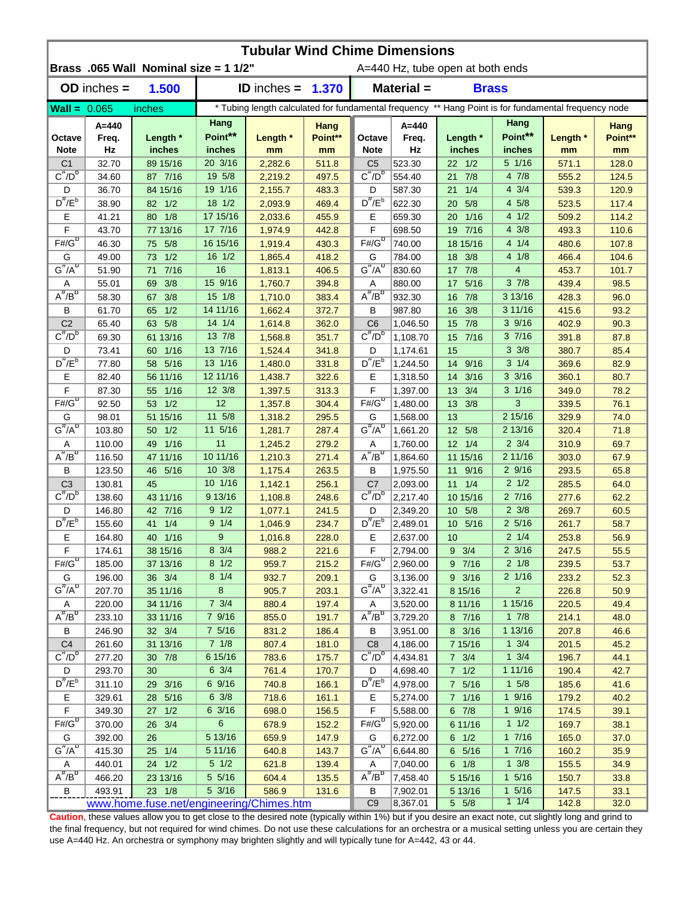# Tubular Wind Chime Dimensions

**Brass .065 Wall Nominal size = 1 1/2"** A=440 Hz, tube open at both ends

**OD inches = 1.500** **ID inches = 1.370** **Material = Brass**

**Wall = 0.065 inches** * Tubing length calculated for fundamental frequency ** Hang Point is for fundamental frequency node

| Octave Note | A=440 Freq. Hz | Length * inches | Hang Point** inches | Length * mm | Hang Point** mm | Octave Note | A=440 Freq. Hz | Length * inches | Hang Point** inches | Length * mm | Hang Point** mm |
|---|---|---|---|---|---|---|---|---|---|---|---|
| C1 | 32.70 | 89 15/16 | 20 3/16 | 2,282.6 | 511.8 | C5 | 523.30 | 22 1/2 | 5 1/16 | 571.1 | 128.0 |
| C#/Db | 34.60 | 87 7/16 | 19 5/8 | 2,219.2 | 497.5 | C#/Db | 554.40 | 21 7/8 | 4 7/8 | 555.2 | 124.5 |
| D | 36.70 | 84 15/16 | 19 1/16 | 2,155.7 | 483.3 | D | 587.30 | 21 1/4 | 4 3/4 | 539.3 | 120.9 |
| D#/Eb | 38.90 | 82 1/2 | 18 1/2 | 2,093.9 | 469.4 | D#/Eb | 622.30 | 20 5/8 | 4 5/8 | 523.5 | 117.4 |
| E | 41.21 | 80 1/8 | 17 15/16 | 2,033.6 | 455.9 | E | 659.30 | 20 1/16 | 4 1/2 | 509.2 | 114.2 |
| F | 43.70 | 77 13/16 | 17 7/16 | 1,974.9 | 442.8 | F | 698.50 | 19 7/16 | 4 3/8 | 493.3 | 110.6 |
| F#/Gb | 46.30 | 75 5/8 | 16 15/16 | 1,919.4 | 430.3 | F#/Gb | 740.00 | 18 15/16 | 4 1/4 | 480.6 | 107.8 |
| G | 49.00 | 73 1/2 | 16 1/2 | 1,865.4 | 418.2 | G | 784.00 | 18 3/8 | 4 1/8 | 466.4 | 104.6 |
| G#/Ab | 51.90 | 71 7/16 | 16 | 1,813.1 | 406.5 | G#/Ab | 830.60 | 17 7/8 | 4 | 453.7 | 101.7 |
| A | 55.01 | 69 3/8 | 15 9/16 | 1,760.7 | 394.8 | A | 880.00 | 17 5/16 | 3 7/8 | 439.4 | 98.5 |
| A#/Bb | 58.30 | 67 3/8 | 15 1/8 | 1,710.0 | 383.4 | A#/Bb | 932.30 | 16 7/8 | 3 13/16 | 428.3 | 96.0 |
| B | 61.70 | 65 1/2 | 14 11/16 | 1,662.4 | 372.7 | B | 987.80 | 16 3/8 | 3 11/16 | 415.6 | 93.2 |
| C2 | 65.40 | 63 5/8 | 14 1/4 | 1,614.8 | 362.0 | C6 | 1,046.50 | 15 7/8 | 3 9/16 | 402.9 | 90.3 |
| C#/Db | 69.30 | 61 13/16 | 13 7/8 | 1,568.8 | 351.7 | C#/Db | 1,108.70 | 15 7/16 | 3 7/16 | 391.8 | 87.8 |
| D | 73.41 | 60 1/16 | 13 7/16 | 1,524.4 | 341.8 | D | 1,174.61 | 15 | 3 3/8 | 380.7 | 85.4 |
| D#/Eb | 77.80 | 58 5/16 | 13 1/16 | 1,480.0 | 331.8 | D#/Eb | 1,244.50 | 14 9/16 | 3 1/4 | 369.6 | 82.9 |
| E | 82.40 | 56 11/16 | 12 11/16 | 1,438.7 | 322.6 | E | 1,318.50 | 14 3/16 | 3 3/16 | 360.1 | 80.7 |
| F | 87.30 | 55 1/16 | 12 3/8 | 1,397.5 | 313.3 | F | 1,397.00 | 13 3/4 | 3 1/16 | 349.0 | 78.2 |
| F#/Gb | 92.50 | 53 1/2 | 12 | 1,357.8 | 304.4 | F#/Gb | 1,480.00 | 13 3/8 | 3 | 339.5 | 76.1 |
| G | 98.01 | 51 15/16 | 11 5/8 | 1,318.2 | 295.5 | G | 1,568.00 | 13 | 2 15/16 | 329.9 | 74.0 |
| G#/Ab | 103.80 | 50 1/2 | 11 5/16 | 1,281.7 | 287.4 | G#/Ab | 1,661.20 | 12 5/8 | 2 13/16 | 320.4 | 71.8 |
| A | 110.00 | 49 1/16 | 11 | 1,245.2 | 279.2 | A | 1,760.00 | 12 1/4 | 2 3/4 | 310.9 | 69.7 |
| A#/Bb | 116.50 | 47 11/16 | 10 11/16 | 1,210.3 | 271.4 | A#/Bb | 1,864.60 | 11 15/16 | 2 11/16 | 303.0 | 67.9 |
| B | 123.50 | 46 5/16 | 10 3/8 | 1,175.4 | 263.5 | B | 1,975.50 | 11 9/16 | 2 9/16 | 293.5 | 65.8 |
| C3 | 130.81 | 45 | 10 1/16 | 1,142.1 | 256.1 | C7 | 2,093.00 | 11 1/4 | 2 1/2 | 285.5 | 64.0 |
| C#/Db | 138.60 | 43 11/16 | 9 13/16 | 1,108.8 | 248.6 | C#/Db | 2,217.40 | 10 15/16 | 2 7/16 | 277.6 | 62.2 |
| D | 146.80 | 42 7/16 | 9 1/2 | 1,077.1 | 241.5 | D | 2,349.20 | 10 5/8 | 2 3/8 | 269.7 | 60.5 |
| D#/Eb | 155.60 | 41 1/4 | 9 1/4 | 1,046.9 | 234.7 | D#/Eb | 2,489.01 | 10 5/16 | 2 5/16 | 261.7 | 58.7 |
| E | 164.80 | 40 1/16 | 9 | 1,016.8 | 228.0 | E | 2,637.00 | 10 | 2 1/4 | 253.8 | 56.9 |
| F | 174.61 | 38 15/16 | 8 3/4 | 988.2 | 221.6 | F | 2,794.00 | 9 3/4 | 2 3/16 | 247.5 | 55.5 |
| F#/Gb | 185.00 | 37 13/16 | 8 1/2 | 959.7 | 215.2 | F#/Gb | 2,960.00 | 9 7/16 | 2 1/8 | 239.5 | 53.7 |
| G | 196.00 | 36 3/4 | 8 1/4 | 932.7 | 209.1 | G | 3,136.00 | 9 3/16 | 2 1/16 | 233.2 | 52.3 |
| G#/Ab | 207.70 | 35 11/16 | 8 | 905.7 | 203.1 | G#/Ab | 3,322.41 | 8 15/16 | 2 | 226.8 | 50.9 |
| A | 220.00 | 34 11/16 | 7 3/4 | 880.4 | 197.4 | A | 3,520.00 | 8 11/16 | 1 15/16 | 220.5 | 49.4 |
| A#/Bb | 233.10 | 33 11/16 | 7 9/16 | 855.0 | 191.7 | A#/Bb | 3,729.20 | 8 7/16 | 1 7/8 | 214.1 | 48.0 |
| B | 246.90 | 32 3/4 | 7 5/16 | 831.2 | 186.4 | B | 3,951.00 | 8 3/16 | 1 13/16 | 207.8 | 46.6 |
| C4 | 261.60 | 31 13/16 | 7 1/8 | 807.4 | 181.0 | C8 | 4,186.00 | 7 15/16 | 1 3/4 | 201.5 | 45.2 |
| C#/Db | 277.20 | 30 7/8 | 6 15/16 | 783.6 | 175.7 | C#/Db | 4,434.81 | 7 3/4 | 1 3/4 | 196.7 | 44.1 |
| D | 293.70 | 30 | 6 3/4 | 761.4 | 170.7 | D | 4,698.40 | 7 1/2 | 1 11/16 | 190.4 | 42.7 |
| D#/Eb | 311.10 | 29 3/16 | 6 9/16 | 740.8 | 166.1 | D#/Eb | 4,978.00 | 7 5/16 | 1 5/8 | 185.6 | 41.6 |
| E | 329.61 | 28 5/16 | 6 3/8 | 718.6 | 161.1 | E | 5,274.00 | 7 1/16 | 1 9/16 | 179.2 | 40.2 |
| F | 349.30 | 27 1/2 | 6 3/16 | 698.0 | 156.5 | F | 5,588.00 | 6 7/8 | 1 9/16 | 174.5 | 39.1 |
| F#/Gb | 370.00 | 26 3/4 | 6 | 678.9 | 152.2 | F#/Gb | 5,920.00 | 6 11/16 | 1 1/2 | 169.7 | 38.1 |
| G | 392.00 | 26 | 5 13/16 | 659.9 | 147.9 | G | 6,272.00 | 6 1/2 | 1 7/16 | 165.0 | 37.0 |
| G#/Ab | 415.30 | 25 1/4 | 5 11/16 | 640.8 | 143.7 | G#/Ab | 6,644.80 | 6 5/16 | 1 7/16 | 160.2 | 35.9 |
| A | 440.01 | 24 1/2 | 5 1/2 | 621.8 | 139.4 | A | 7,040.00 | 6 1/8 | 1 3/8 | 155.5 | 34.9 |
| A#/Bb | 466.20 | 23 13/16 | 5 5/16 | 604.4 | 135.5 | A#/Bb | 7,458.40 | 5 15/16 | 1 5/16 | 150.7 | 33.8 |
| B | 493.91 | 23 1/8 | 5 3/16 | 586.9 | 131.6 | B | 7,902.01 | 5 13/16 | 1 5/16 | 147.5 | 33.1 |
| | | | | | | C9 | 8,367.01 | 5 5/8 | 1 1/4 | 142.8 | 32.0 |

www.home.fuse.net/engineering/Chimes.htm

**Caution**, these values allow you to get close to the desired note (typically within 1%) but if you desire an exact note, cut slightly long and grind to the final frequency, but not required for wind chimes. Do not use these calculations for an orchestra or a musical setting unless you are certain they use A=440 Hz. An orchestra or symphony may brighten slightly and will typically tune for A=442, 43 or 44.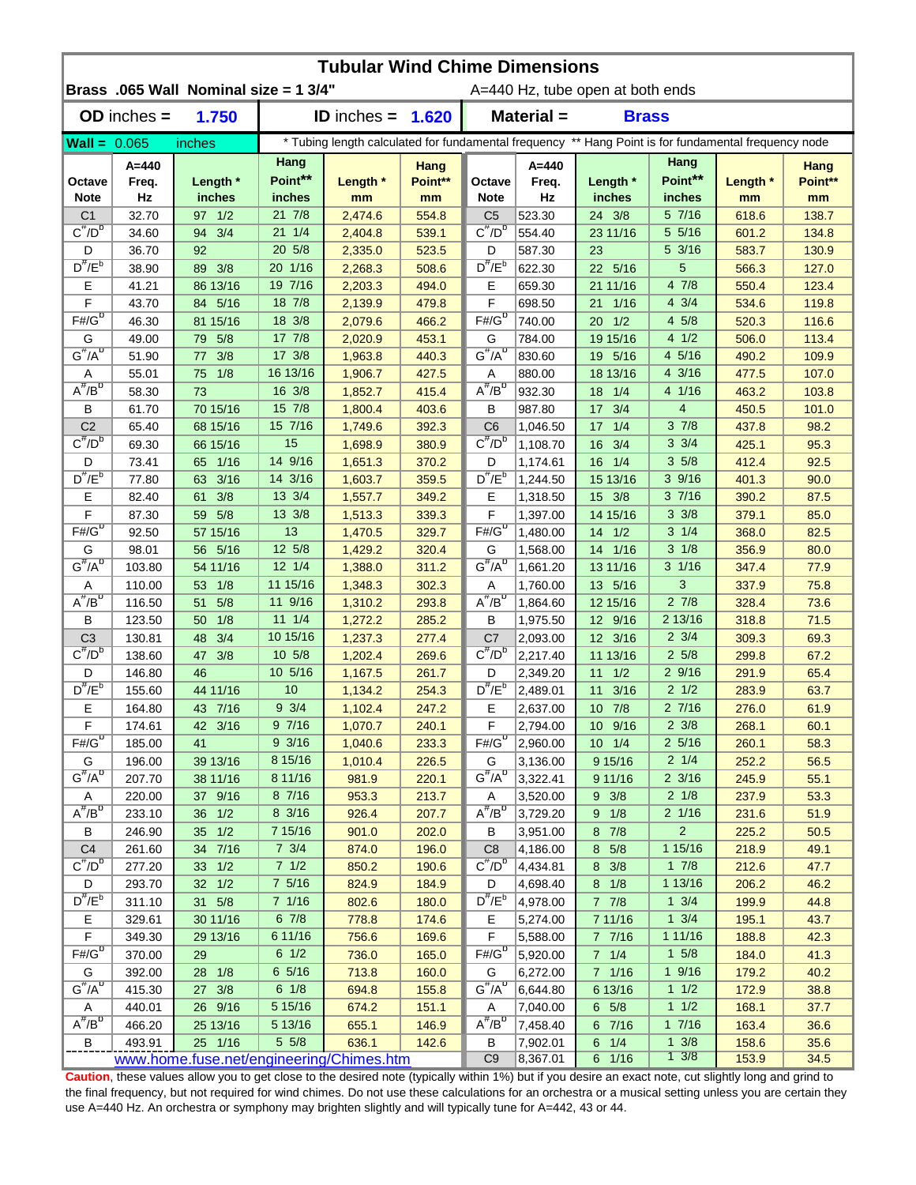# Tubular Wind Chime Dimensions

**Brass .065 Wall Nominal size = 1 3/4"** A=440 Hz, tube open at both ends

| **OD** inches = | **1.750** | **ID** inches = | **1.620** | **Material =** | **Brass** |
|---|---|---|---|---|---|

**Wall =** 0.065 inches

\* Tubing length calculated for fundamental frequency ** Hang Point is for fundamental frequency node

| Octave Note | A=440 Freq. Hz | Length * inches | Hang Point** inches | Length * mm | Hang Point** mm | Octave Note | A=440 Freq. Hz | Length * inches | Hang Point** inches | Length * mm | Hang Point** mm |
|---|---|---|---|---|---|---|---|---|---|---|---|
| C1 | 32.70 | 97 1/2 | 21 7/8 | 2,474.6 | 554.8 | C5 | 523.30 | 24 3/8 | 5 7/16 | 618.6 | 138.7 |
| C#/Db | 34.60 | 94 3/4 | 21 1/4 | 2,404.8 | 539.1 | C#/Db | 554.40 | 23 11/16 | 5 5/16 | 601.2 | 134.8 |
| D | 36.70 | 92 | 20 5/8 | 2,335.0 | 523.5 | D | 587.30 | 23 | 5 3/16 | 583.7 | 130.9 |
| D#/Eb | 38.90 | 89 3/8 | 20 1/16 | 2,268.3 | 508.6 | D#/Eb | 622.30 | 22 5/16 | 5 | 566.3 | 127.0 |
| E | 41.21 | 86 13/16 | 19 7/16 | 2,203.3 | 494.0 | E | 659.30 | 21 11/16 | 4 7/8 | 550.4 | 123.4 |
| F | 43.70 | 84 5/16 | 18 7/8 | 2,139.9 | 479.8 | F | 698.50 | 21 1/16 | 4 3/4 | 534.6 | 119.8 |
| F#/Gb | 46.30 | 81 15/16 | 18 3/8 | 2,079.6 | 466.2 | F#/Gb | 740.00 | 20 1/2 | 4 5/8 | 520.3 | 116.6 |
| G | 49.00 | 79 5/8 | 17 7/8 | 2,020.9 | 453.1 | G | 784.00 | 19 15/16 | 4 1/2 | 506.0 | 113.4 |
| G#/Ab | 51.90 | 77 3/8 | 17 3/8 | 1,963.8 | 440.3 | G#/Ab | 830.60 | 19 5/16 | 4 5/16 | 490.2 | 109.9 |
| A | 55.01 | 75 1/8 | 16 13/16 | 1,906.7 | 427.5 | A | 880.00 | 18 13/16 | 4 3/16 | 477.5 | 107.0 |
| A#/Bb | 58.30 | 73 | 16 3/8 | 1,852.7 | 415.4 | A#/Bb | 932.30 | 18 1/4 | 4 1/16 | 463.2 | 103.8 |
| B | 61.70 | 70 15/16 | 15 7/8 | 1,800.4 | 403.6 | B | 987.80 | 17 3/4 | 4 | 450.5 | 101.0 |
| C2 | 65.40 | 68 15/16 | 15 7/16 | 1,749.6 | 392.3 | C6 | 1,046.50 | 17 1/4 | 3 7/8 | 437.8 | 98.2 |
| C#/Db | 69.30 | 66 15/16 | 15 | 1,698.9 | 380.9 | C#/Db | 1,108.70 | 16 3/4 | 3 3/4 | 425.1 | 95.3 |
| D | 73.41 | 65 1/16 | 14 9/16 | 1,651.3 | 370.2 | D | 1,174.61 | 16 1/4 | 3 5/8 | 412.4 | 92.5 |
| D#/Eb | 77.80 | 63 3/16 | 14 3/16 | 1,603.7 | 359.5 | D#/Eb | 1,244.50 | 15 13/16 | 3 9/16 | 401.3 | 90.0 |
| E | 82.40 | 61 3/8 | 13 3/4 | 1,557.7 | 349.2 | E | 1,318.50 | 15 3/8 | 3 7/16 | 390.2 | 87.5 |
| F | 87.30 | 59 5/8 | 13 3/8 | 1,513.3 | 339.3 | F | 1,397.00 | 14 15/16 | 3 3/8 | 379.1 | 85.0 |
| F#/Gb | 92.50 | 57 15/16 | 13 | 1,470.5 | 329.7 | F#/Gb | 1,480.00 | 14 1/2 | 3 1/4 | 368.0 | 82.5 |
| G | 98.01 | 56 5/16 | 12 5/8 | 1,429.2 | 320.4 | G | 1,568.00 | 14 1/16 | 3 1/8 | 356.9 | 80.0 |
| G#/Ab | 103.80 | 54 11/16 | 12 1/4 | 1,388.0 | 311.2 | G#/Ab | 1,661.20 | 13 11/16 | 3 1/16 | 347.4 | 77.9 |
| A | 110.00 | 53 1/8 | 11 15/16 | 1,348.3 | 302.3 | A | 1,760.00 | 13 5/16 | 3 | 337.9 | 75.8 |
| A#/Bb | 116.50 | 51 5/8 | 11 9/16 | 1,310.2 | 293.8 | A#/Bb | 1,864.60 | 12 15/16 | 2 7/8 | 328.4 | 73.6 |
| B | 123.50 | 50 1/8 | 11 1/4 | 1,272.2 | 285.2 | B | 1,975.50 | 12 9/16 | 2 13/16 | 318.8 | 71.5 |
| C3 | 130.81 | 48 3/4 | 10 15/16 | 1,237.3 | 277.4 | C7 | 2,093.00 | 12 3/16 | 2 3/4 | 309.3 | 69.3 |
| C#/Db | 138.60 | 47 3/8 | 10 5/8 | 1,202.4 | 269.6 | C#/Db | 2,217.40 | 11 13/16 | 2 5/8 | 299.8 | 67.2 |
| D | 146.80 | 46 | 10 5/16 | 1,167.5 | 261.7 | D | 2,349.20 | 11 1/2 | 2 9/16 | 291.9 | 65.4 |
| D#/Eb | 155.60 | 44 11/16 | 10 | 1,134.2 | 254.3 | D#/Eb | 2,489.01 | 11 3/16 | 2 1/2 | 283.9 | 63.7 |
| E | 164.80 | 43 7/16 | 9 3/4 | 1,102.4 | 247.2 | E | 2,637.00 | 10 7/8 | 2 7/16 | 276.0 | 61.9 |
| F | 174.61 | 42 3/16 | 9 7/16 | 1,070.7 | 240.1 | F | 2,794.00 | 10 9/16 | 2 3/8 | 268.1 | 60.1 |
| F#/Gb | 185.00 | 41 | 9 3/16 | 1,040.6 | 233.3 | F#/Gb | 2,960.00 | 10 1/4 | 2 5/16 | 260.1 | 58.3 |
| G | 196.00 | 39 13/16 | 8 15/16 | 1,010.4 | 226.5 | G | 3,136.00 | 9 15/16 | 2 1/4 | 252.2 | 56.5 |
| G#/Ab | 207.70 | 38 11/16 | 8 11/16 | 981.9 | 220.1 | G#/Ab | 3,322.41 | 9 11/16 | 2 3/16 | 245.9 | 55.1 |
| A | 220.00 | 37 9/16 | 8 7/16 | 953.3 | 213.7 | A | 3,520.00 | 9 3/8 | 2 1/8 | 237.9 | 53.3 |
| A#/Bb | 233.10 | 36 1/2 | 8 3/16 | 926.4 | 207.7 | A#/Bb | 3,729.20 | 9 1/8 | 2 1/16 | 231.6 | 51.9 |
| B | 246.90 | 35 1/2 | 7 15/16 | 901.0 | 202.0 | B | 3,951.00 | 8 7/8 | 2 | 225.2 | 50.5 |
| C4 | 261.60 | 34 7/16 | 7 3/4 | 874.0 | 196.0 | C8 | 4,186.00 | 8 5/8 | 1 15/16 | 218.9 | 49.1 |
| C#/Db | 277.20 | 33 1/2 | 7 1/2 | 850.2 | 190.6 | C#/Db | 4,434.81 | 8 3/8 | 1 7/8 | 212.6 | 47.7 |
| D | 293.70 | 32 1/2 | 7 5/16 | 824.9 | 184.9 | D | 4,698.40 | 8 1/8 | 1 13/16 | 206.2 | 46.2 |
| D#/Eb | 311.10 | 31 5/8 | 7 1/16 | 802.6 | 180.0 | D#/Eb | 4,978.00 | 7 7/8 | 1 3/4 | 199.9 | 44.8 |
| E | 329.61 | 30 11/16 | 6 7/8 | 778.8 | 174.6 | E | 5,274.00 | 7 11/16 | 1 3/4 | 195.1 | 43.7 |
| F | 349.30 | 29 13/16 | 6 11/16 | 756.6 | 169.6 | F | 5,588.00 | 7 7/16 | 1 11/16 | 188.8 | 42.3 |
| F#/Gb | 370.00 | 29 | 6 1/2 | 736.0 | 165.0 | F#/Gb | 5,920.00 | 7 1/4 | 1 5/8 | 184.0 | 41.3 |
| G | 392.00 | 28 1/8 | 6 5/16 | 713.8 | 160.0 | G | 6,272.00 | 7 1/16 | 1 9/16 | 179.2 | 40.2 |
| G#/Ab | 415.30 | 27 3/8 | 6 1/8 | 694.8 | 155.8 | G#/Ab | 6,644.80 | 6 13/16 | 1 1/2 | 172.9 | 38.8 |
| A | 440.01 | 26 9/16 | 5 15/16 | 674.2 | 151.1 | A | 7,040.00 | 6 5/8 | 1 1/2 | 168.1 | 37.7 |
| A#/Bb | 466.20 | 25 13/16 | 5 13/16 | 655.1 | 146.9 | A#/Bb | 7,458.40 | 6 7/16 | 1 7/16 | 163.4 | 36.6 |
| B | 493.91 | 25 1/16 | 5 5/8 | 636.1 | 142.6 | B | 7,902.01 | 6 1/4 | 1 3/8 | 158.6 | 35.6 |
| | | | | | | C9 | 8,367.01 | 6 1/16 | 1 3/8 | 153.9 | 34.5 |

www.home.fuse.net/engineering/Chimes.htm

**Caution**, these values allow you to get close to the desired note (typically within 1%) but if you desire an exact note, cut slightly long and grind to the final frequency, but not required for wind chimes. Do not use these calculations for an orchestra or a musical setting unless you are certain they use A=440 Hz. An orchestra or symphony may brighten slightly and will typically tune for A=442, 43 or 44.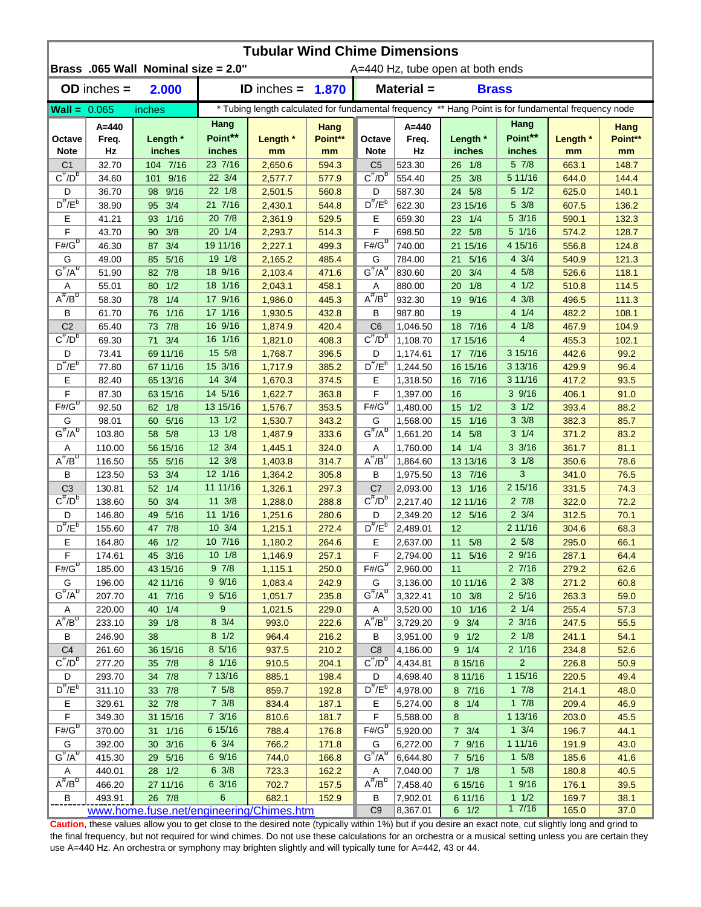# Tubular Wind Chime Dimensions

**Brass .065 Wall Nominal size = 2.0"** A=440 Hz, tube open at both ends

| **OD** inches = | **2.000** | **ID** inches = | **1.870** | **Material =** | **Brass** |
|---|---|---|---|---|---|

**Wall =** 0.065 inches — * Tubing length calculated for fundamental frequency ** Hang Point is for fundamental frequency node

| Octave Note | A=440 Freq. Hz | Length * inches | Hang Point** inches | Length * mm | Hang Point** mm | Octave Note | A=440 Freq. Hz | Length * inches | Hang Point** inches | Length * mm | Hang Point** mm |
|---|---|---|---|---|---|---|---|---|---|---|---|
| C1 | 32.70 | 104 7/16 | 23 7/16 | 2,650.6 | 594.3 | C5 | 523.30 | 26 1/8 | 5 7/8 | 663.1 | 148.7 |
| C#/Db | 34.60 | 101 9/16 | 22 3/4 | 2,577.7 | 577.9 | C#/Db | 554.40 | 25 3/8 | 5 11/16 | 644.0 | 144.4 |
| D | 36.70 | 98 9/16 | 22 1/8 | 2,501.5 | 560.8 | D | 587.30 | 24 5/8 | 5 1/2 | 625.0 | 140.1 |
| D#/Eb | 38.90 | 95 3/4 | 21 7/16 | 2,430.1 | 544.8 | D#/Eb | 622.30 | 23 15/16 | 5 3/8 | 607.5 | 136.2 |
| E | 41.21 | 93 1/16 | 20 7/8 | 2,361.9 | 529.5 | E | 659.30 | 23 1/4 | 5 3/16 | 590.1 | 132.3 |
| F | 43.70 | 90 3/8 | 20 1/4 | 2,293.7 | 514.3 | F | 698.50 | 22 5/8 | 5 1/16 | 574.2 | 128.7 |
| F#/Gb | 46.30 | 87 3/4 | 19 11/16 | 2,227.1 | 499.3 | F#/Gb | 740.00 | 21 15/16 | 4 15/16 | 556.8 | 124.8 |
| G | 49.00 | 85 5/16 | 19 1/8 | 2,165.2 | 485.4 | G | 784.00 | 21 5/16 | 4 3/4 | 540.9 | 121.3 |
| G#/Ab | 51.90 | 82 7/8 | 18 9/16 | 2,103.4 | 471.6 | G#/Ab | 830.60 | 20 3/4 | 4 5/8 | 526.6 | 118.1 |
| A | 55.01 | 80 1/2 | 18 1/16 | 2,043.1 | 458.1 | A | 880.00 | 20 1/8 | 4 1/2 | 510.8 | 114.5 |
| A#/Bb | 58.30 | 78 1/4 | 17 9/16 | 1,986.0 | 445.3 | A#/Bb | 932.30 | 19 9/16 | 4 3/8 | 496.5 | 111.3 |
| B | 61.70 | 76 1/16 | 17 1/16 | 1,930.5 | 432.8 | B | 987.80 | 19 | 4 1/4 | 482.2 | 108.1 |
| C2 | 65.40 | 73 7/8 | 16 9/16 | 1,874.9 | 420.4 | C6 | 1,046.50 | 18 7/16 | 4 1/8 | 467.9 | 104.9 |
| C#/Db | 69.30 | 71 3/4 | 16 1/16 | 1,821.0 | 408.3 | C#/Db | 1,108.70 | 17 15/16 | 4 | 455.3 | 102.1 |
| D | 73.41 | 69 11/16 | 15 5/8 | 1,768.7 | 396.5 | D | 1,174.61 | 17 7/16 | 3 15/16 | 442.6 | 99.2 |
| D#/Eb | 77.80 | 67 11/16 | 15 3/16 | 1,717.9 | 385.2 | D#/Eb | 1,244.50 | 16 15/16 | 3 13/16 | 429.9 | 96.4 |
| E | 82.40 | 65 13/16 | 14 3/4 | 1,670.3 | 374.5 | E | 1,318.50 | 16 7/16 | 3 11/16 | 417.2 | 93.5 |
| F | 87.30 | 63 15/16 | 14 5/16 | 1,622.7 | 363.8 | F | 1,397.00 | 16 | 3 9/16 | 406.1 | 91.0 |
| F#/Gb | 92.50 | 62 1/8 | 13 15/16 | 1,576.7 | 353.5 | F#/Gb | 1,480.00 | 15 1/2 | 3 1/2 | 393.4 | 88.2 |
| G | 98.01 | 60 5/16 | 13 1/2 | 1,530.7 | 343.2 | G | 1,568.00 | 15 1/16 | 3 3/8 | 382.3 | 85.7 |
| G#/Ab | 103.80 | 58 5/8 | 13 1/8 | 1,487.9 | 333.6 | G#/Ab | 1,661.20 | 14 5/8 | 3 1/4 | 371.2 | 83.2 |
| A | 110.00 | 56 15/16 | 12 3/4 | 1,445.1 | 324.0 | A | 1,760.00 | 14 1/4 | 3 3/16 | 361.7 | 81.1 |
| A#/Bb | 116.50 | 55 5/16 | 12 3/8 | 1,403.8 | 314.7 | A#/Bb | 1,864.60 | 13 13/16 | 3 1/8 | 350.6 | 78.6 |
| B | 123.50 | 53 3/4 | 12 1/16 | 1,364.2 | 305.8 | B | 1,975.50 | 13 7/16 | 3 | 341.0 | 76.5 |
| C3 | 130.81 | 52 1/4 | 11 11/16 | 1,326.1 | 297.3 | C7 | 2,093.00 | 13 1/16 | 2 15/16 | 331.5 | 74.3 |
| C#/Db | 138.60 | 50 3/4 | 11 3/8 | 1,288.0 | 288.8 | C#/Db | 2,217.40 | 12 11/16 | 2 7/8 | 322.0 | 72.2 |
| D | 146.80 | 49 5/16 | 11 1/16 | 1,251.6 | 280.6 | D | 2,349.20 | 12 5/16 | 2 3/4 | 312.5 | 70.1 |
| D#/Eb | 155.60 | 47 7/8 | 10 3/4 | 1,215.1 | 272.4 | D#/Eb | 2,489.01 | 12 | 2 11/16 | 304.6 | 68.3 |
| E | 164.80 | 46 1/2 | 10 7/16 | 1,180.2 | 264.6 | E | 2,637.00 | 11 5/8 | 2 5/8 | 295.0 | 66.1 |
| F | 174.61 | 45 3/16 | 10 1/8 | 1,146.9 | 257.1 | F | 2,794.00 | 11 5/16 | 2 9/16 | 287.1 | 64.4 |
| F#/Gb | 185.00 | 43 15/16 | 9 7/8 | 1,115.1 | 250.0 | F#/Gb | 2,960.00 | 11 | 2 7/16 | 279.2 | 62.6 |
| G | 196.00 | 42 11/16 | 9 9/16 | 1,083.4 | 242.9 | G | 3,136.00 | 10 11/16 | 2 3/8 | 271.2 | 60.8 |
| G#/Ab | 207.70 | 41 7/16 | 9 5/16 | 1,051.7 | 235.8 | G#/Ab | 3,322.41 | 10 3/8 | 2 5/16 | 263.3 | 59.0 |
| A | 220.00 | 40 1/4 | 9 | 1,021.5 | 229.0 | A | 3,520.00 | 10 1/16 | 2 1/4 | 255.4 | 57.3 |
| A#/Bb | 233.10 | 39 1/8 | 8 3/4 | 993.0 | 222.6 | A#/Bb | 3,729.20 | 9 3/4 | 2 3/16 | 247.5 | 55.5 |
| B | 246.90 | 38 | 8 1/2 | 964.4 | 216.2 | B | 3,951.00 | 9 1/2 | 2 1/8 | 241.1 | 54.1 |
| C4 | 261.60 | 36 15/16 | 8 5/16 | 937.5 | 210.2 | C8 | 4,186.00 | 9 1/4 | 2 1/16 | 234.8 | 52.6 |
| C#/Db | 277.20 | 35 7/8 | 8 1/16 | 910.5 | 204.1 | C#/Db | 4,434.81 | 8 15/16 | 2 | 226.8 | 50.9 |
| D | 293.70 | 34 7/8 | 7 13/16 | 885.1 | 198.4 | D | 4,698.40 | 8 11/16 | 1 15/16 | 220.5 | 49.4 |
| D#/Eb | 311.10 | 33 7/8 | 7 5/8 | 859.7 | 192.8 | D#/Eb | 4,978.00 | 8 7/16 | 1 7/8 | 214.1 | 48.0 |
| E | 329.61 | 32 7/8 | 7 3/8 | 834.4 | 187.1 | E | 5,274.00 | 8 1/4 | 1 7/8 | 209.4 | 46.9 |
| F | 349.30 | 31 15/16 | 7 3/16 | 810.6 | 181.7 | F | 5,588.00 | 8 | 1 13/16 | 203.0 | 45.5 |
| F#/Gb | 370.00 | 31 1/16 | 6 15/16 | 788.4 | 176.8 | F#/Gb | 5,920.00 | 7 3/4 | 1 3/4 | 196.7 | 44.1 |
| G | 392.00 | 30 3/16 | 6 3/4 | 766.2 | 171.8 | G | 6,272.00 | 7 9/16 | 1 11/16 | 191.9 | 43.0 |
| G#/Ab | 415.30 | 29 5/16 | 6 9/16 | 744.0 | 166.8 | G#/Ab | 6,644.80 | 7 5/16 | 1 5/8 | 185.6 | 41.6 |
| A | 440.01 | 28 1/2 | 6 3/8 | 723.3 | 162.2 | A | 7,040.00 | 7 1/8 | 1 5/8 | 180.8 | 40.5 |
| A#/Bb | 466.20 | 27 11/16 | 6 3/16 | 702.7 | 157.5 | A#/Bb | 7,458.40 | 6 15/16 | 1 9/16 | 176.1 | 39.5 |
| B | 493.91 | 26 7/8 | 6 | 682.1 | 152.9 | B | 7,902.01 | 6 11/16 | 1 1/2 | 169.7 | 38.1 |
| | | | | | | C9 | 8,367.01 | 6 1/2 | 1 7/16 | 165.0 | 37.0 |

www.home.fuse.net/engineering/Chimes.htm

**Caution**, these values allow you to get close to the desired note (typically within 1%) but if you desire an exact note, cut slightly long and grind to the final frequency, but not required for wind chimes. Do not use these calculations for an orchestra or a musical setting unless you are certain they use A=440 Hz. An orchestra or symphony may brighten slightly and will typically tune for A=442, 43 or 44.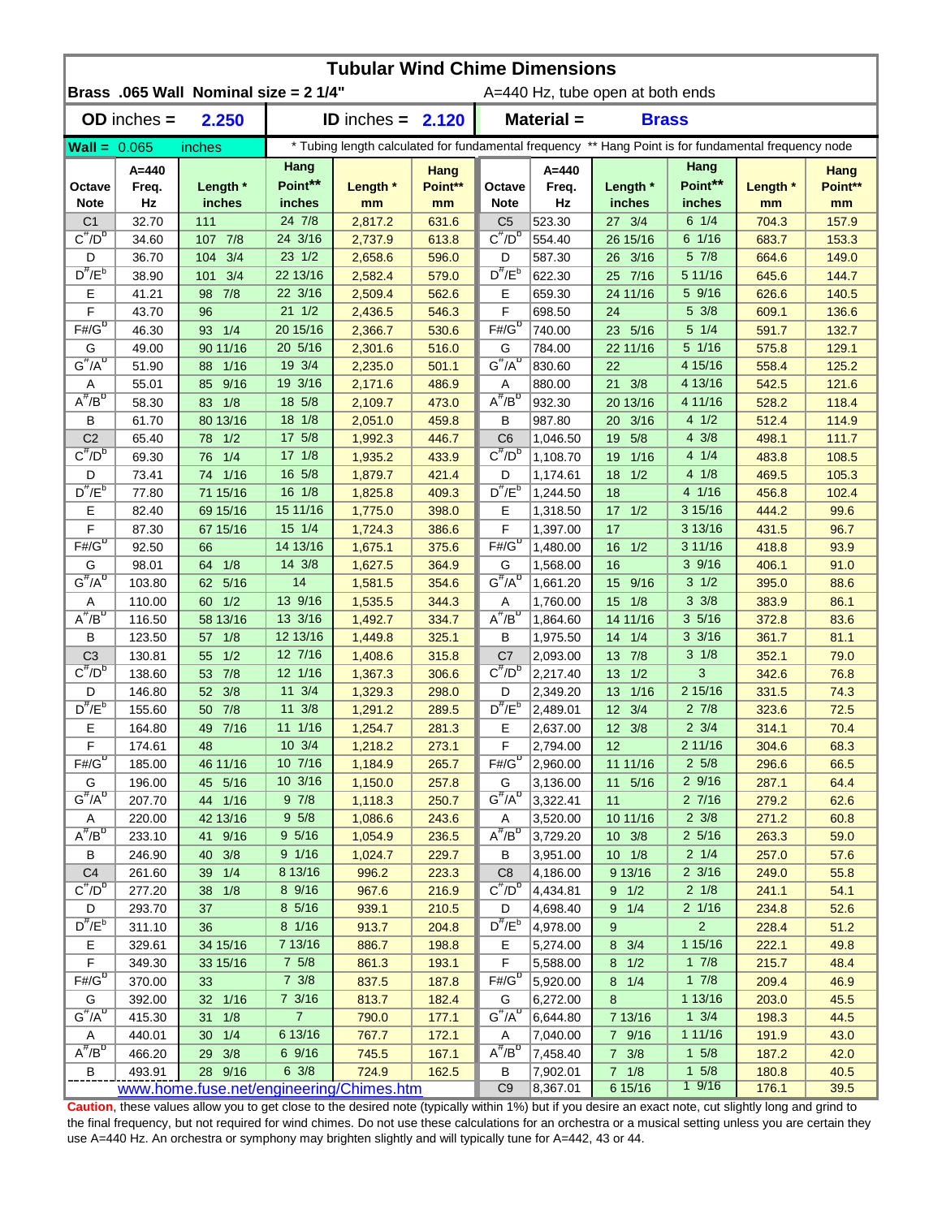# Tubular Wind Chime Dimensions

**Brass .065 Wall Nominal size = 2 1/4"** A=440 Hz, tube open at both ends

**OD inches = 2.250** **ID inches = 2.120** **Material = Brass**

**Wall = 0.065 inches** * Tubing length calculated for fundamental frequency ** Hang Point is for fundamental frequency node

| Octave Note | A=440 Freq. Hz | Length * inches | Hang Point** inches | Length * mm | Hang Point** mm | Octave Note | A=440 Freq. Hz | Length * inches | Hang Point** inches | Length * mm | Hang Point** mm |
|---|---|---|---|---|---|---|---|---|---|---|---|
| C1 | 32.70 | 111 | 24 7/8 | 2,817.2 | 631.6 | C5 | 523.30 | 27 3/4 | 6 1/4 | 704.3 | 157.9 |
| C#/Db | 34.60 | 107 7/8 | 24 3/16 | 2,737.9 | 613.8 | C#/Db | 554.40 | 26 15/16 | 6 1/16 | 683.7 | 153.3 |
| D | 36.70 | 104 3/4 | 23 1/2 | 2,658.6 | 596.0 | D | 587.30 | 26 3/16 | 5 7/8 | 664.6 | 149.0 |
| D#/Eb | 38.90 | 101 3/4 | 22 13/16 | 2,582.4 | 579.0 | D#/Eb | 622.30 | 25 7/16 | 5 11/16 | 645.6 | 144.7 |
| E | 41.21 | 98 7/8 | 22 3/16 | 2,509.4 | 562.6 | E | 659.30 | 24 11/16 | 5 9/16 | 626.6 | 140.5 |
| F | 43.70 | 96 | 21 1/2 | 2,436.5 | 546.3 | F | 698.50 | 24 | 5 3/8 | 609.1 | 136.6 |
| F#/Gb | 46.30 | 93 1/4 | 20 15/16 | 2,366.7 | 530.6 | F#/Gb | 740.00 | 23 5/16 | 5 1/4 | 591.7 | 132.7 |
| G | 49.00 | 90 11/16 | 20 5/16 | 2,301.6 | 516.0 | G | 784.00 | 22 11/16 | 5 1/16 | 575.8 | 129.1 |
| G#/Ab | 51.90 | 88 1/16 | 19 3/4 | 2,235.0 | 501.1 | G#/Ab | 830.60 | 22 | 4 15/16 | 558.4 | 125.2 |
| A | 55.01 | 85 9/16 | 19 3/16 | 2,171.6 | 486.9 | A | 880.00 | 21 3/8 | 4 13/16 | 542.5 | 121.6 |
| A#/Bb | 58.30 | 83 1/8 | 18 5/8 | 2,109.7 | 473.0 | A#/Bb | 932.30 | 20 13/16 | 4 11/16 | 528.2 | 118.4 |
| B | 61.70 | 80 13/16 | 18 1/8 | 2,051.0 | 459.8 | B | 987.80 | 20 3/16 | 4 1/2 | 512.4 | 114.9 |
| C2 | 65.40 | 78 1/2 | 17 5/8 | 1,992.3 | 446.7 | C6 | 1,046.50 | 19 5/8 | 4 3/8 | 498.1 | 111.7 |
| C#/Db | 69.30 | 76 1/4 | 17 1/8 | 1,935.2 | 433.9 | C#/Db | 1,108.70 | 19 1/16 | 4 1/4 | 483.8 | 108.5 |
| D | 73.41 | 74 1/16 | 16 5/8 | 1,879.7 | 421.4 | D | 1,174.61 | 18 1/2 | 4 1/8 | 469.5 | 105.3 |
| D#/Eb | 77.80 | 71 15/16 | 16 1/8 | 1,825.8 | 409.3 | D#/Eb | 1,244.50 | 18 | 4 1/16 | 456.8 | 102.4 |
| E | 82.40 | 69 15/16 | 15 11/16 | 1,775.0 | 398.0 | E | 1,318.50 | 17 1/2 | 3 15/16 | 444.2 | 99.6 |
| F | 87.30 | 67 15/16 | 15 1/4 | 1,724.3 | 386.6 | F | 1,397.00 | 17 | 3 13/16 | 431.5 | 96.7 |
| F#/Gb | 92.50 | 66 | 14 13/16 | 1,675.1 | 375.6 | F#/Gb | 1,480.00 | 16 1/2 | 3 11/16 | 418.8 | 93.9 |
| G | 98.01 | 64 1/8 | 14 3/8 | 1,627.5 | 364.9 | G | 1,568.00 | 16 | 3 9/16 | 406.1 | 91.0 |
| G#/Ab | 103.80 | 62 5/16 | 14 | 1,581.5 | 354.6 | G#/Ab | 1,661.20 | 15 9/16 | 3 1/2 | 395.0 | 88.6 |
| A | 110.00 | 60 1/2 | 13 9/16 | 1,535.5 | 344.3 | A | 1,760.00 | 15 1/8 | 3 3/8 | 383.9 | 86.1 |
| A#/Bb | 116.50 | 58 13/16 | 13 3/16 | 1,492.7 | 334.7 | A#/Bb | 1,864.60 | 14 11/16 | 3 5/16 | 372.8 | 83.6 |
| B | 123.50 | 57 1/8 | 12 13/16 | 1,449.8 | 325.1 | B | 1,975.50 | 14 1/4 | 3 3/16 | 361.7 | 81.1 |
| C3 | 130.81 | 55 1/2 | 12 7/16 | 1,408.6 | 315.8 | C7 | 2,093.00 | 13 7/8 | 3 1/8 | 352.1 | 79.0 |
| C#/Db | 138.60 | 53 7/8 | 12 1/16 | 1,367.3 | 306.6 | C#/Db | 2,217.40 | 13 1/2 | 3 | 342.6 | 76.8 |
| D | 146.80 | 52 3/8 | 11 3/4 | 1,329.3 | 298.0 | D | 2,349.20 | 13 1/16 | 2 15/16 | 331.5 | 74.3 |
| D#/Eb | 155.60 | 50 7/8 | 11 3/8 | 1,291.2 | 289.5 | D#/Eb | 2,489.01 | 12 3/4 | 2 7/8 | 323.6 | 72.5 |
| E | 164.80 | 49 7/16 | 11 1/16 | 1,254.7 | 281.3 | E | 2,637.00 | 12 3/8 | 2 3/4 | 314.1 | 70.4 |
| F | 174.61 | 48 | 10 3/4 | 1,218.2 | 273.1 | F | 2,794.00 | 12 | 2 11/16 | 304.6 | 68.3 |
| F#/Gb | 185.00 | 46 11/16 | 10 7/16 | 1,184.9 | 265.7 | F#/Gb | 2,960.00 | 11 11/16 | 2 5/8 | 296.6 | 66.5 |
| G | 196.00 | 45 5/16 | 10 3/16 | 1,150.0 | 257.8 | G | 3,136.00 | 11 5/16 | 2 9/16 | 287.1 | 64.4 |
| G#/Ab | 207.70 | 44 1/16 | 9 7/8 | 1,118.3 | 250.7 | G#/Ab | 3,322.41 | 11 | 2 7/16 | 279.2 | 62.6 |
| A | 220.00 | 42 13/16 | 9 5/8 | 1,086.6 | 243.6 | A | 3,520.00 | 10 11/16 | 2 3/8 | 271.2 | 60.8 |
| A#/Bb | 233.10 | 41 9/16 | 9 5/16 | 1,054.9 | 236.5 | A#/Bb | 3,729.20 | 10 3/8 | 2 5/16 | 263.3 | 59.0 |
| B | 246.90 | 40 3/8 | 9 1/16 | 1,024.7 | 229.7 | B | 3,951.00 | 10 1/8 | 2 1/4 | 257.0 | 57.6 |
| C4 | 261.60 | 39 1/4 | 8 13/16 | 996.2 | 223.3 | C8 | 4,186.00 | 9 13/16 | 2 3/16 | 249.0 | 55.8 |
| C#/Db | 277.20 | 38 1/8 | 8 9/16 | 967.6 | 216.9 | C#/Db | 4,434.81 | 9 1/2 | 2 1/8 | 241.1 | 54.1 |
| D | 293.70 | 37 | 8 5/16 | 939.1 | 210.5 | D | 4,698.40 | 9 1/4 | 2 1/16 | 234.8 | 52.6 |
| D#/Eb | 311.10 | 36 | 8 1/16 | 913.7 | 204.8 | D#/Eb | 4,978.00 | 9 | 2 | 228.4 | 51.2 |
| E | 329.61 | 34 15/16 | 7 13/16 | 886.7 | 198.8 | E | 5,274.00 | 8 3/4 | 1 15/16 | 222.1 | 49.8 |
| F | 349.30 | 33 15/16 | 7 5/8 | 861.3 | 193.1 | F | 5,588.00 | 8 1/2 | 1 7/8 | 215.7 | 48.4 |
| F#/Gb | 370.00 | 33 | 7 3/8 | 837.5 | 187.8 | F#/Gb | 5,920.00 | 8 1/4 | 1 7/8 | 209.4 | 46.9 |
| G | 392.00 | 32 1/16 | 7 3/16 | 813.7 | 182.4 | G | 6,272.00 | 8 | 1 13/16 | 203.0 | 45.5 |
| G#/Ab | 415.30 | 31 1/8 | 7 | 790.0 | 177.1 | G#/Ab | 6,644.80 | 7 13/16 | 1 3/4 | 198.3 | 44.5 |
| A | 440.01 | 30 1/4 | 6 13/16 | 767.7 | 172.1 | A | 7,040.00 | 7 9/16 | 1 11/16 | 191.9 | 43.0 |
| A#/Bb | 466.20 | 29 3/8 | 6 9/16 | 745.5 | 167.1 | A#/Bb | 7,458.40 | 7 3/8 | 1 5/8 | 187.2 | 42.0 |
| B | 493.91 | 28 9/16 | 6 3/8 | 724.9 | 162.5 | B | 7,902.01 | 7 1/8 | 1 5/8 | 180.8 | 40.5 |
| | | | | | | C9 | 8,367.01 | 6 15/16 | 1 9/16 | 176.1 | 39.5 |

www.home.fuse.net/engineering/Chimes.htm

**Caution**, these values allow you to get close to the desired note (typically within 1%) but if you desire an exact note, cut slightly long and grind to the final frequency, but not required for wind chimes. Do not use these calculations for an orchestra or a musical setting unless you are certain they use A=440 Hz. An orchestra or symphony may brighten slightly and will typically tune for A=442, 43 or 44.